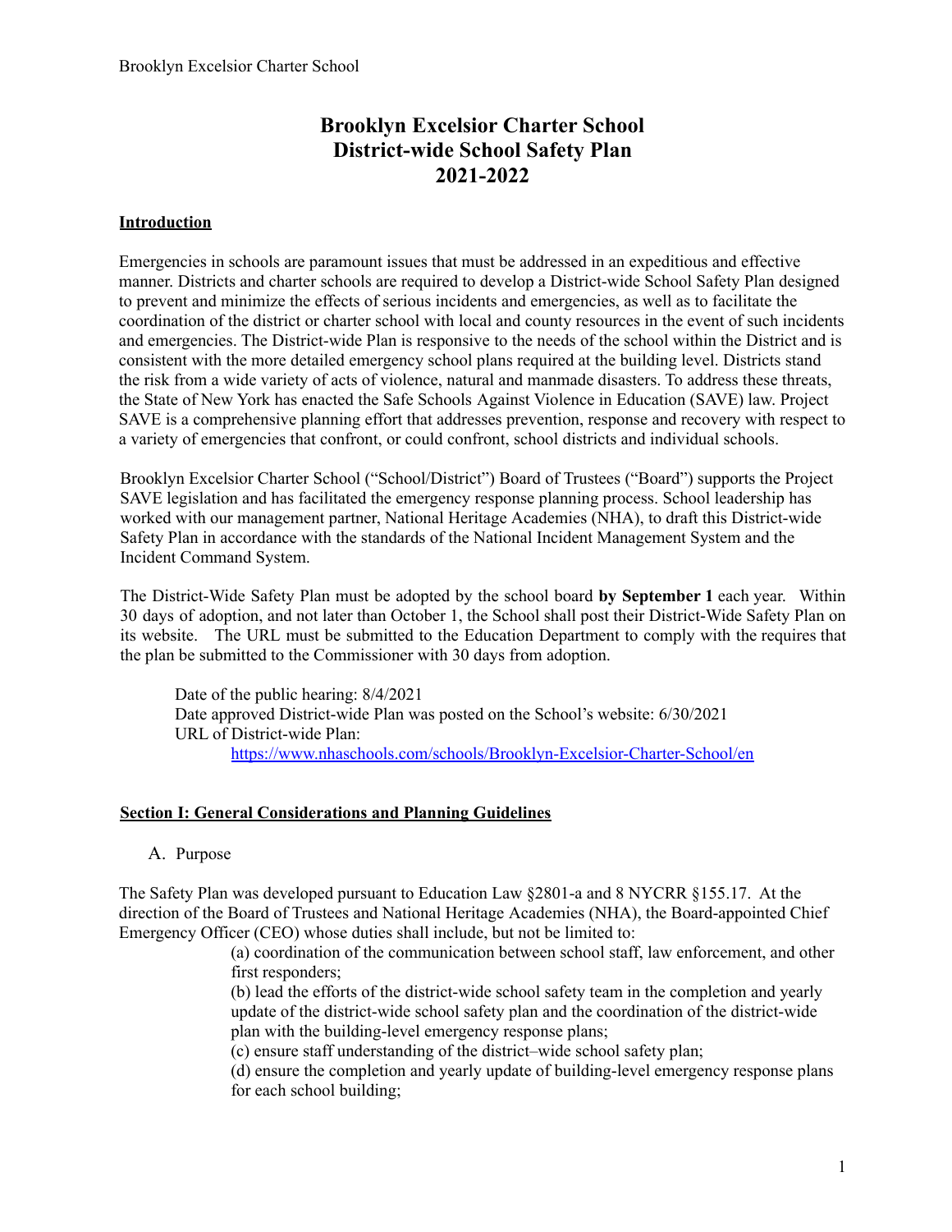# Brooklyn Excelsior Charter School
# District-wide School Safety Plan
# 2021-2022

## Introduction

Emergencies in schools are paramount issues that must be addressed in an expeditious and effective manner. Districts and charter schools are required to develop a District-wide School Safety Plan designed to prevent and minimize the effects of serious incidents and emergencies, as well as to facilitate the coordination of the district or charter school with local and county resources in the event of such incidents and emergencies. The District-wide Plan is responsive to the needs of the school within the District and is consistent with the more detailed emergency school plans required at the building level. Districts stand the risk from a wide variety of acts of violence, natural and manmade disasters. To address these threats, the State of New York has enacted the Safe Schools Against Violence in Education (SAVE) law. Project SAVE is a comprehensive planning effort that addresses prevention, response and recovery with respect to a variety of emergencies that confront, or could confront, school districts and individual schools.

Brooklyn Excelsior Charter School ("School/District") Board of Trustees ("Board") supports the Project SAVE legislation and has facilitated the emergency response planning process. School leadership has worked with our management partner, National Heritage Academies (NHA), to draft this District-wide Safety Plan in accordance with the standards of the National Incident Management System and the Incident Command System.

The District-Wide Safety Plan must be adopted by the school board **by September 1** each year. Within 30 days of adoption, and not later than October 1, the School shall post their District-Wide Safety Plan on its website. The URL must be submitted to the Education Department to comply with the requires that the plan be submitted to the Commissioner with 30 days from adoption.

> Date of the public hearing: 8/4/2021
> Date approved District-wide Plan was posted on the School's website: 6/30/2021
> URL of District-wide Plan:
> https://www.nhaschools.com/schools/Brooklyn-Excelsior-Charter-School/en

## Section I: General Considerations and Planning Guidelines

A. Purpose

The Safety Plan was developed pursuant to Education Law §2801-a and 8 NYCRR §155.17. At the direction of the Board of Trustees and National Heritage Academies (NHA), the Board-appointed Chief Emergency Officer (CEO) whose duties shall include, but not be limited to:

(a) coordination of the communication between school staff, law enforcement, and other first responders;

(b) lead the efforts of the district-wide school safety team in the completion and yearly update of the district-wide school safety plan and the coordination of the district-wide plan with the building-level emergency response plans;

(c) ensure staff understanding of the district–wide school safety plan;

(d) ensure the completion and yearly update of building-level emergency response plans for each school building;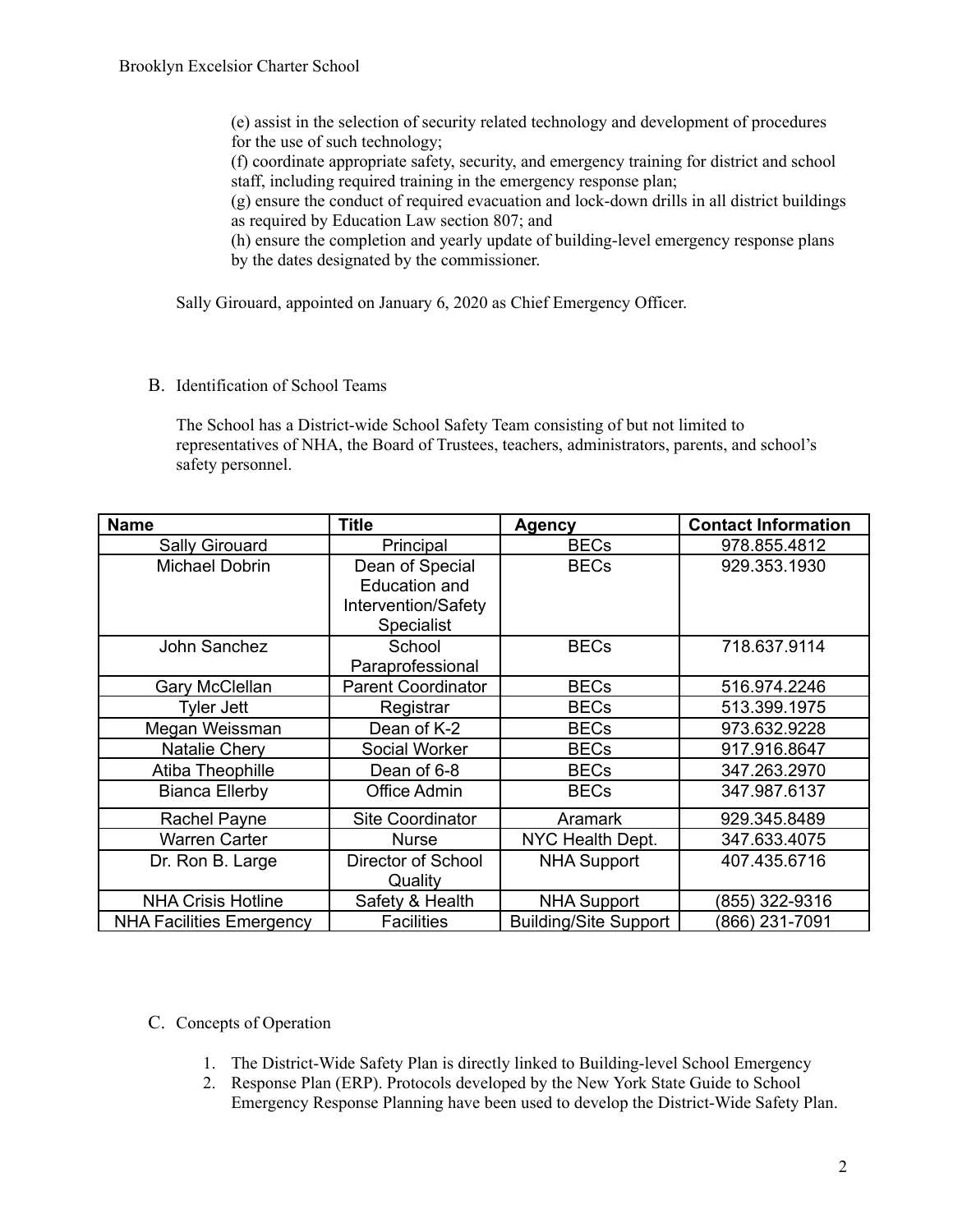(e) assist in the selection of security related technology and development of procedures for the use of such technology;
(f) coordinate appropriate safety, security, and emergency training for district and school staff, including required training in the emergency response plan;
(g) ensure the conduct of required evacuation and lock-down drills in all district buildings as required by Education Law section 807; and
(h) ensure the completion and yearly update of building-level emergency response plans by the dates designated by the commissioner.

Sally Girouard, appointed on January 6, 2020 as Chief Emergency Officer.

B. Identification of School Teams

The School has a District-wide School Safety Team consisting of but not limited to representatives of NHA, the Board of Trustees, teachers, administrators, parents, and school's safety personnel.

| Name | Title | Agency | Contact Information |
|---|---|---|---|
| Sally Girouard | Principal | BECs | 978.855.4812 |
| Michael Dobrin | Dean of Special Education and Intervention/Safety Specialist | BECs | 929.353.1930 |
| John Sanchez | School Paraprofessional | BECs | 718.637.9114 |
| Gary McClellan | Parent Coordinator | BECs | 516.974.2246 |
| Tyler Jett | Registrar | BECs | 513.399.1975 |
| Megan Weissman | Dean of K-2 | BECs | 973.632.9228 |
| Natalie Chery | Social Worker | BECs | 917.916.8647 |
| Atiba Theophille | Dean of 6-8 | BECs | 347.263.2970 |
| Bianca Ellerby | Office Admin | BECs | 347.987.6137 |
| Rachel Payne | Site Coordinator | Aramark | 929.345.8489 |
| Warren Carter | Nurse | NYC Health Dept. | 347.633.4075 |
| Dr. Ron B. Large | Director of School Quality | NHA Support | 407.435.6716 |
| NHA Crisis Hotline | Safety & Health | NHA Support | (855) 322-9316 |
| NHA Facilities Emergency | Facilities | Building/Site Support | (866) 231-7091 |

C. Concepts of Operation

1. The District-Wide Safety Plan is directly linked to Building-level School Emergency
2. Response Plan (ERP). Protocols developed by the New York State Guide to School Emergency Response Planning have been used to develop the District-Wide Safety Plan.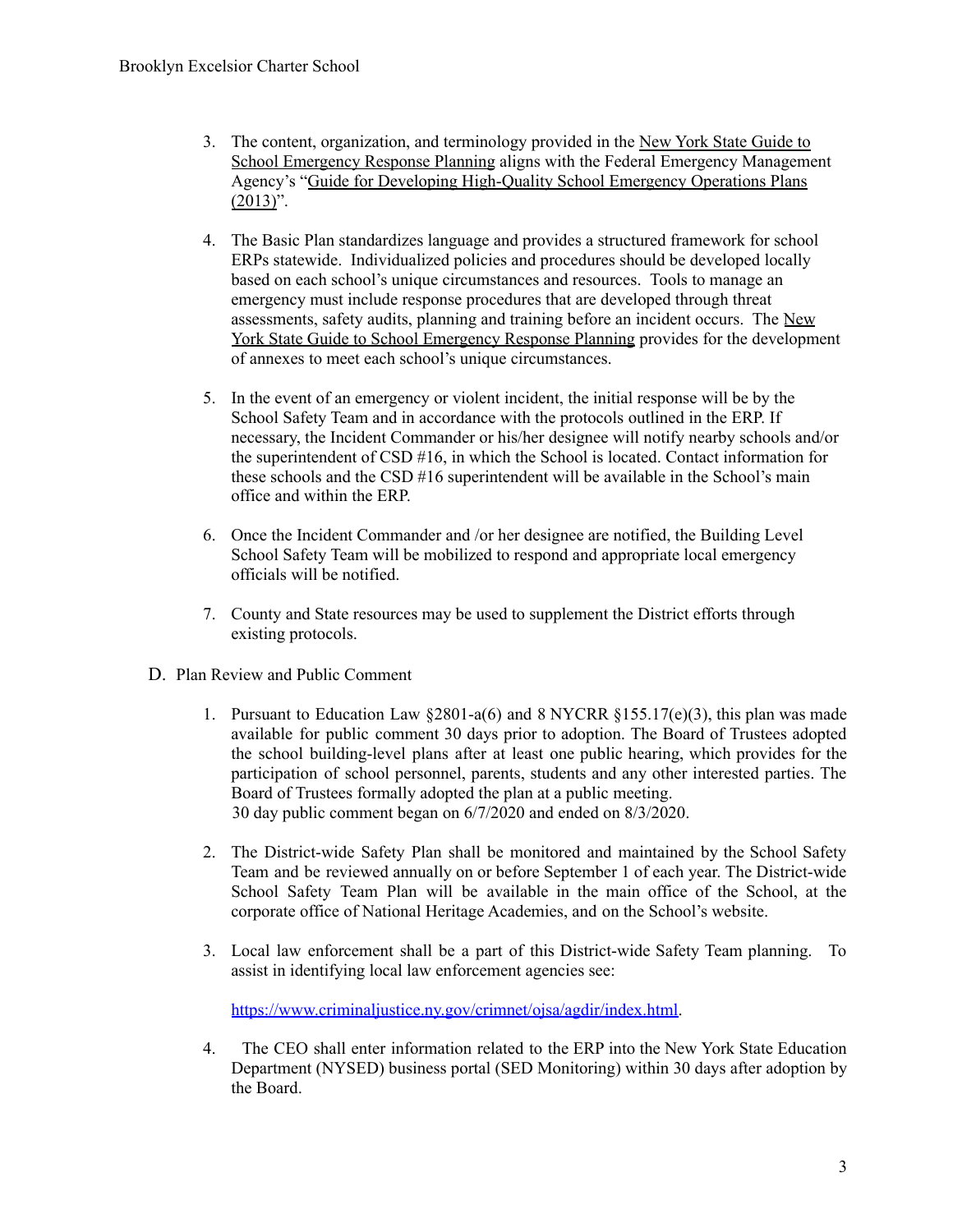3. The content, organization, and terminology provided in the New York State Guide to School Emergency Response Planning aligns with the Federal Emergency Management Agency's "Guide for Developing High-Quality School Emergency Operations Plans (2013)".

4. The Basic Plan standardizes language and provides a structured framework for school ERPs statewide. Individualized policies and procedures should be developed locally based on each school's unique circumstances and resources. Tools to manage an emergency must include response procedures that are developed through threat assessments, safety audits, planning and training before an incident occurs. The New York State Guide to School Emergency Response Planning provides for the development of annexes to meet each school's unique circumstances.

5. In the event of an emergency or violent incident, the initial response will be by the School Safety Team and in accordance with the protocols outlined in the ERP. If necessary, the Incident Commander or his/her designee will notify nearby schools and/or the superintendent of CSD #16, in which the School is located. Contact information for these schools and the CSD #16 superintendent will be available in the School's main office and within the ERP.

6. Once the Incident Commander and /or her designee are notified, the Building Level School Safety Team will be mobilized to respond and appropriate local emergency officials will be notified.

7. County and State resources may be used to supplement the District efforts through existing protocols.

D. Plan Review and Public Comment

1. Pursuant to Education Law §2801-a(6) and 8 NYCRR §155.17(e)(3), this plan was made available for public comment 30 days prior to adoption. The Board of Trustees adopted the school building-level plans after at least one public hearing, which provides for the participation of school personnel, parents, students and any other interested parties. The Board of Trustees formally adopted the plan at a public meeting.
   30 day public comment began on 6/7/2020 and ended on 8/3/2020.

2. The District-wide Safety Plan shall be monitored and maintained by the School Safety Team and be reviewed annually on or before September 1 of each year. The District-wide School Safety Team Plan will be available in the main office of the School, at the corporate office of National Heritage Academies, and on the School's website.

3. Local law enforcement shall be a part of this District-wide Safety Team planning. To assist in identifying local law enforcement agencies see:

   https://www.criminaljustice.ny.gov/crimnet/ojsa/agdir/index.html.

4. The CEO shall enter information related to the ERP into the New York State Education Department (NYSED) business portal (SED Monitoring) within 30 days after adoption by the Board.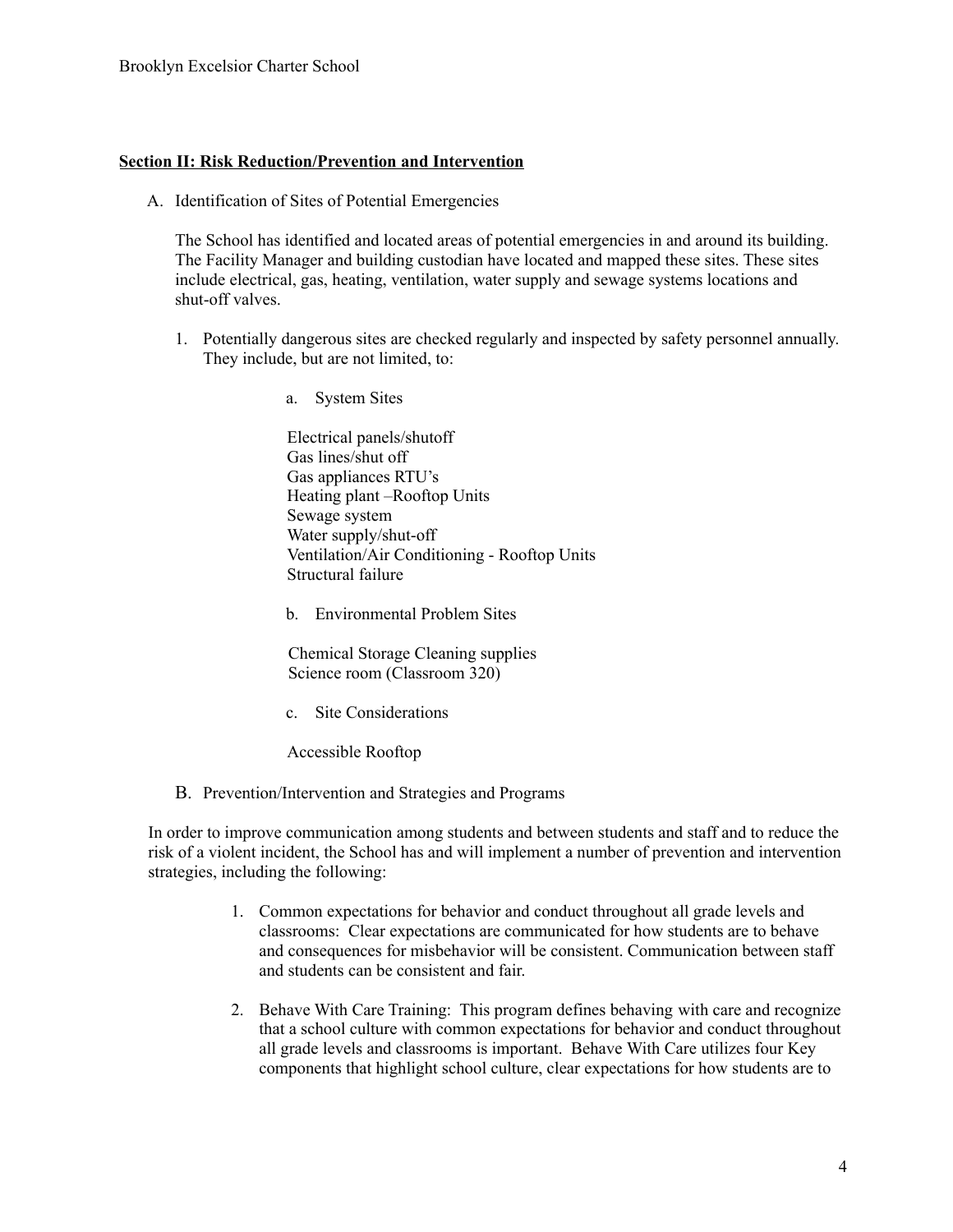## Section II: Risk Reduction/Prevention and Intervention

A. Identification of Sites of Potential Emergencies

The School has identified and located areas of potential emergencies in and around its building. The Facility Manager and building custodian have located and mapped these sites. These sites include electrical, gas, heating, ventilation, water supply and sewage systems locations and shut-off valves.

1. Potentially dangerous sites are checked regularly and inspected by safety personnel annually. They include, but are not limited, to:

   a. System Sites

   Electrical panels/shutoff
   Gas lines/shut off
   Gas appliances RTU's
   Heating plant –Rooftop Units
   Sewage system
   Water supply/shut-off
   Ventilation/Air Conditioning - Rooftop Units
   Structural failure

   b. Environmental Problem Sites

   Chemical Storage Cleaning supplies
   Science room (Classroom 320)

   c. Site Considerations

   Accessible Rooftop

B. Prevention/Intervention and Strategies and Programs

In order to improve communication among students and between students and staff and to reduce the risk of a violent incident, the School has and will implement a number of prevention and intervention strategies, including the following:

1. Common expectations for behavior and conduct throughout all grade levels and classrooms: Clear expectations are communicated for how students are to behave and consequences for misbehavior will be consistent. Communication between staff and students can be consistent and fair.

2. Behave With Care Training: This program defines behaving with care and recognize that a school culture with common expectations for behavior and conduct throughout all grade levels and classrooms is important. Behave With Care utilizes four Key components that highlight school culture, clear expectations for how students are to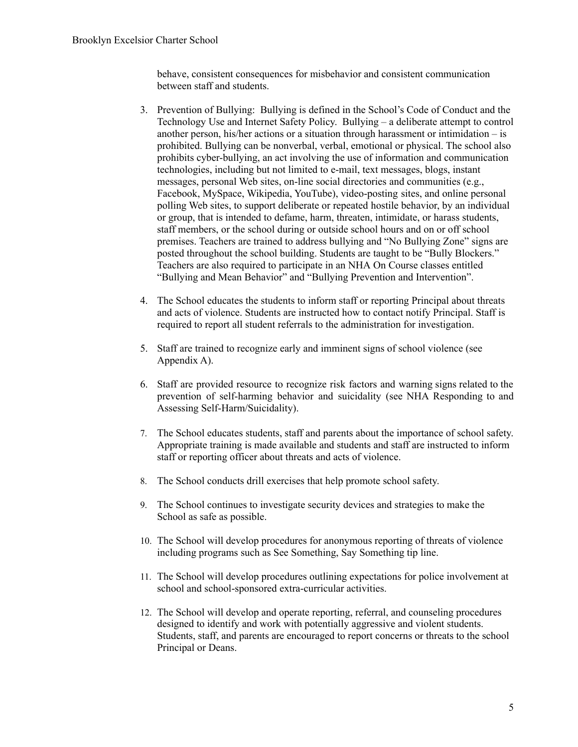behave, consistent consequences for misbehavior and consistent communication between staff and students.

3. Prevention of Bullying: Bullying is defined in the School's Code of Conduct and the Technology Use and Internet Safety Policy. Bullying – a deliberate attempt to control another person, his/her actions or a situation through harassment or intimidation – is prohibited. Bullying can be nonverbal, verbal, emotional or physical. The school also prohibits cyber-bullying, an act involving the use of information and communication technologies, including but not limited to e-mail, text messages, blogs, instant messages, personal Web sites, on-line social directories and communities (e.g., Facebook, MySpace, Wikipedia, YouTube), video-posting sites, and online personal polling Web sites, to support deliberate or repeated hostile behavior, by an individual or group, that is intended to defame, harm, threaten, intimidate, or harass students, staff members, or the school during or outside school hours and on or off school premises. Teachers are trained to address bullying and "No Bullying Zone" signs are posted throughout the school building. Students are taught to be "Bully Blockers." Teachers are also required to participate in an NHA On Course classes entitled "Bullying and Mean Behavior" and "Bullying Prevention and Intervention".

4. The School educates the students to inform staff or reporting Principal about threats and acts of violence. Students are instructed how to contact notify Principal. Staff is required to report all student referrals to the administration for investigation.

5. Staff are trained to recognize early and imminent signs of school violence (see Appendix A).

6. Staff are provided resource to recognize risk factors and warning signs related to the prevention of self-harming behavior and suicidality (see NHA Responding to and Assessing Self-Harm/Suicidality).

7. The School educates students, staff and parents about the importance of school safety. Appropriate training is made available and students and staff are instructed to inform staff or reporting officer about threats and acts of violence.

8. The School conducts drill exercises that help promote school safety.

9. The School continues to investigate security devices and strategies to make the School as safe as possible.

10. The School will develop procedures for anonymous reporting of threats of violence including programs such as See Something, Say Something tip line.

11. The School will develop procedures outlining expectations for police involvement at school and school-sponsored extra-curricular activities.

12. The School will develop and operate reporting, referral, and counseling procedures designed to identify and work with potentially aggressive and violent students. Students, staff, and parents are encouraged to report concerns or threats to the school Principal or Deans.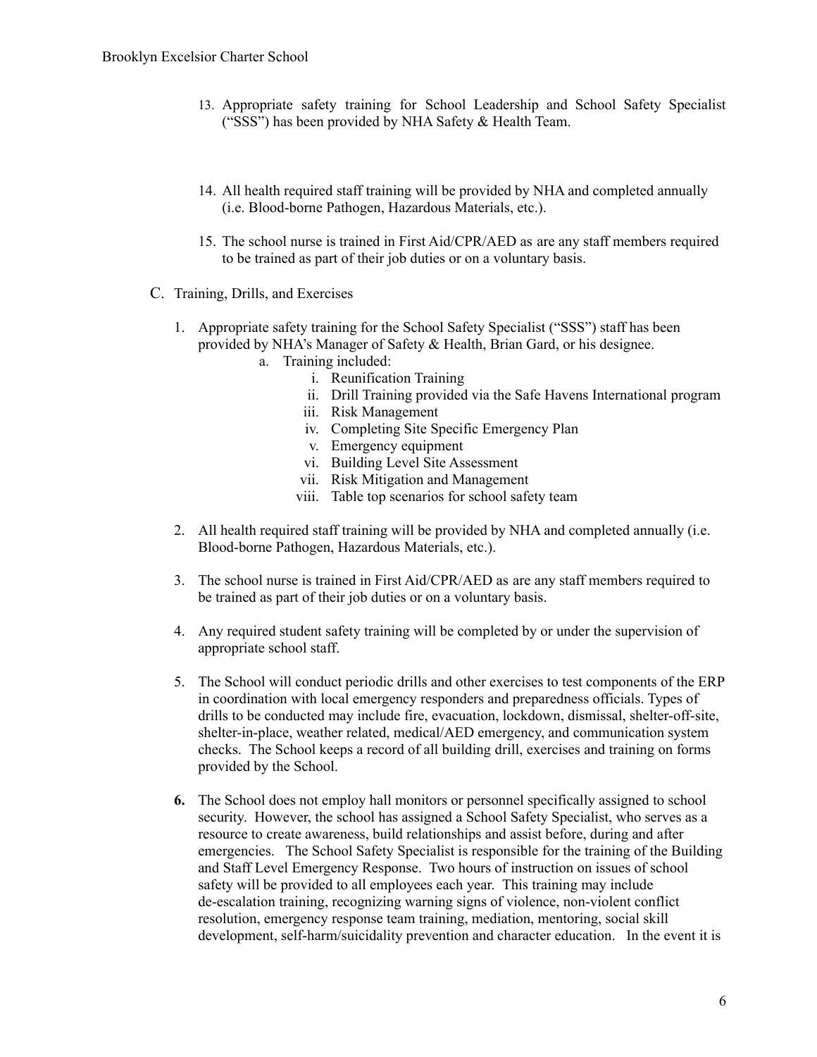13. Appropriate safety training for School Leadership and School Safety Specialist ("SSS") has been provided by NHA Safety & Health Team.

14. All health required staff training will be provided by NHA and completed annually (i.e. Blood-borne Pathogen, Hazardous Materials, etc.).

15. The school nurse is trained in First Aid/CPR/AED as are any staff members required to be trained as part of their job duties or on a voluntary basis.

C. Training, Drills, and Exercises

1. Appropriate safety training for the School Safety Specialist ("SSS") staff has been provided by NHA's Manager of Safety & Health, Brian Gard, or his designee.
   a. Training included:
      i. Reunification Training
      ii. Drill Training provided via the Safe Havens International program
      iii. Risk Management
      iv. Completing Site Specific Emergency Plan
      v. Emergency equipment
      vi. Building Level Site Assessment
      vii. Risk Mitigation and Management
      viii. Table top scenarios for school safety team

2. All health required staff training will be provided by NHA and completed annually (i.e. Blood-borne Pathogen, Hazardous Materials, etc.).

3. The school nurse is trained in First Aid/CPR/AED as are any staff members required to be trained as part of their job duties or on a voluntary basis.

4. Any required student safety training will be completed by or under the supervision of appropriate school staff.

5. The School will conduct periodic drills and other exercises to test components of the ERP in coordination with local emergency responders and preparedness officials. Types of drills to be conducted may include fire, evacuation, lockdown, dismissal, shelter-off-site, shelter-in-place, weather related, medical/AED emergency, and communication system checks. The School keeps a record of all building drill, exercises and training on forms provided by the School.

**6.** The School does not employ hall monitors or personnel specifically assigned to school security. However, the school has assigned a School Safety Specialist, who serves as a resource to create awareness, build relationships and assist before, during and after emergencies. The School Safety Specialist is responsible for the training of the Building and Staff Level Emergency Response. Two hours of instruction on issues of school safety will be provided to all employees each year. This training may include de-escalation training, recognizing warning signs of violence, non-violent conflict resolution, emergency response team training, mediation, mentoring, social skill development, self-harm/suicidality prevention and character education. In the event it is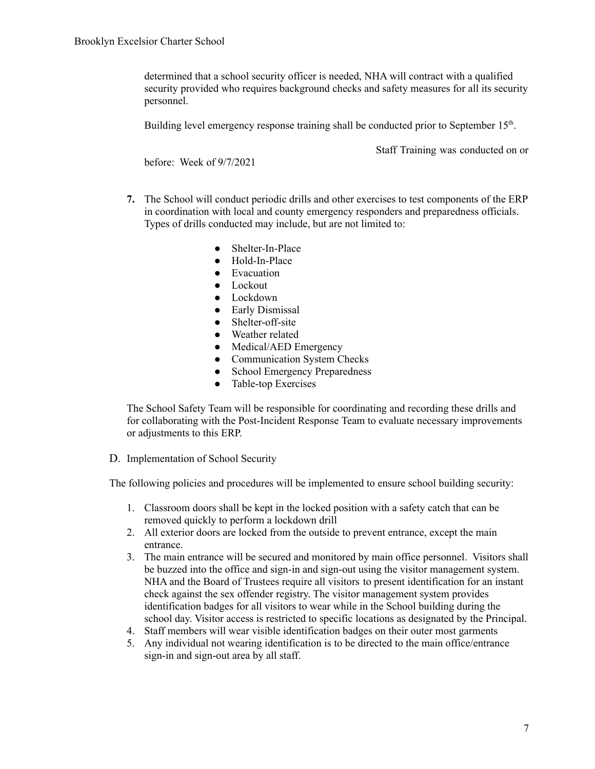determined that a school security officer is needed, NHA will contract with a qualified security provided who requires background checks and safety measures for all its security personnel.

Building level emergency response training shall be conducted prior to September 15th.

Staff Training was conducted on or before: Week of 9/7/2021

7. The School will conduct periodic drills and other exercises to test components of the ERP in coordination with local and county emergency responders and preparedness officials. Types of drills conducted may include, but are not limited to:

    - Shelter-In-Place
    - Hold-In-Place
    - Evacuation
    - Lockout
    - Lockdown
    - Early Dismissal
    - Shelter-off-site
    - Weather related
    - Medical/AED Emergency
    - Communication System Checks
    - School Emergency Preparedness
    - Table-top Exercises

    The School Safety Team will be responsible for coordinating and recording these drills and for collaborating with the Post-Incident Response Team to evaluate necessary improvements or adjustments to this ERP.

D. Implementation of School Security

The following policies and procedures will be implemented to ensure school building security:

1. Classroom doors shall be kept in the locked position with a safety catch that can be removed quickly to perform a lockdown drill
2. All exterior doors are locked from the outside to prevent entrance, except the main entrance.
3. The main entrance will be secured and monitored by main office personnel. Visitors shall be buzzed into the office and sign-in and sign-out using the visitor management system. NHA and the Board of Trustees require all visitors to present identification for an instant check against the sex offender registry. The visitor management system provides identification badges for all visitors to wear while in the School building during the school day. Visitor access is restricted to specific locations as designated by the Principal.
4. Staff members will wear visible identification badges on their outer most garments
5. Any individual not wearing identification is to be directed to the main office/entrance sign-in and sign-out area by all staff.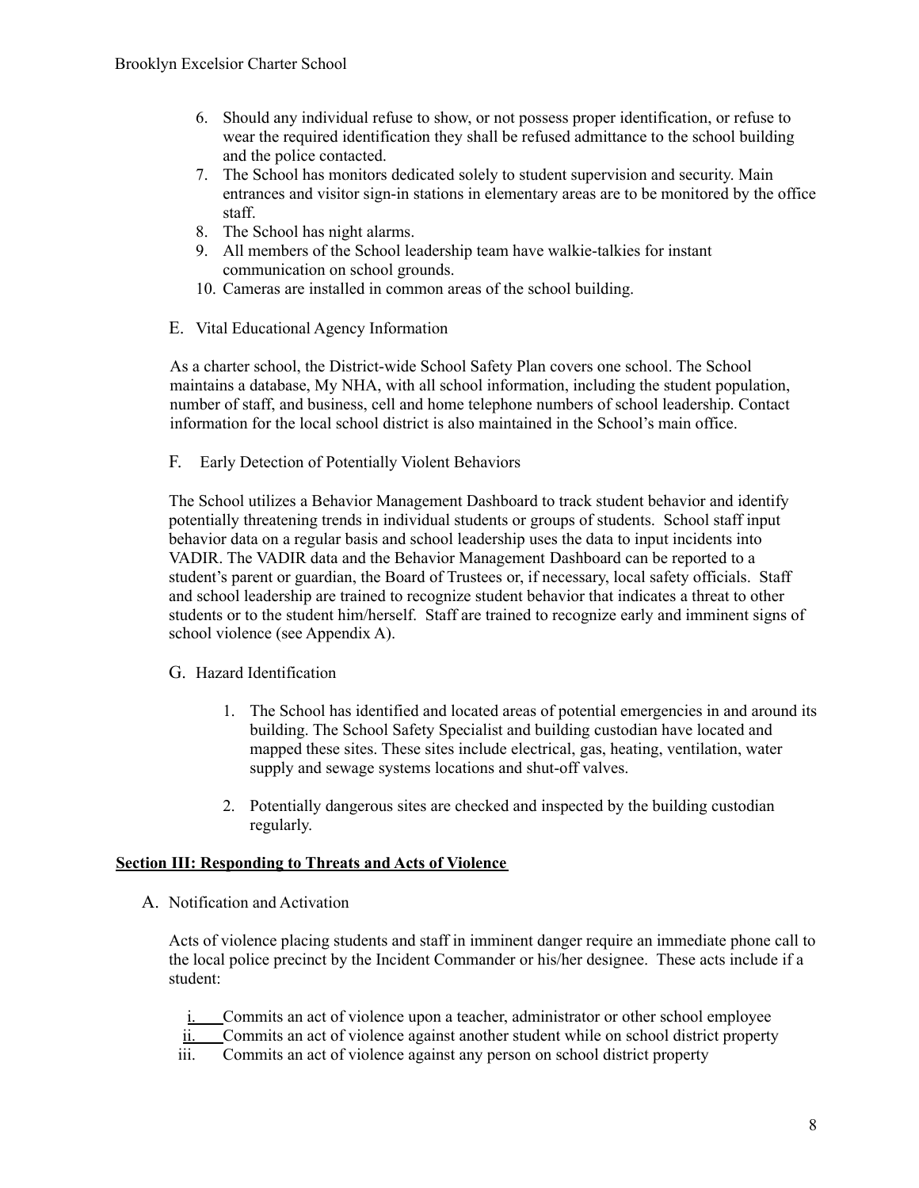6. Should any individual refuse to show, or not possess proper identification, or refuse to wear the required identification they shall be refused admittance to the school building and the police contacted.
7. The School has monitors dedicated solely to student supervision and security. Main entrances and visitor sign-in stations in elementary areas are to be monitored by the office staff.
8. The School has night alarms.
9. All members of the School leadership team have walkie-talkies for instant communication on school grounds.
10. Cameras are installed in common areas of the school building.

E. Vital Educational Agency Information

As a charter school, the District-wide School Safety Plan covers one school. The School maintains a database, My NHA, with all school information, including the student population, number of staff, and business, cell and home telephone numbers of school leadership. Contact information for the local school district is also maintained in the School's main office.

F. Early Detection of Potentially Violent Behaviors

The School utilizes a Behavior Management Dashboard to track student behavior and identify potentially threatening trends in individual students or groups of students. School staff input behavior data on a regular basis and school leadership uses the data to input incidents into VADIR. The VADIR data and the Behavior Management Dashboard can be reported to a student's parent or guardian, the Board of Trustees or, if necessary, local safety officials. Staff and school leadership are trained to recognize student behavior that indicates a threat to other students or to the student him/herself. Staff are trained to recognize early and imminent signs of school violence (see Appendix A).

G. Hazard Identification

1. The School has identified and located areas of potential emergencies in and around its building. The School Safety Specialist and building custodian have located and mapped these sites. These sites include electrical, gas, heating, ventilation, water supply and sewage systems locations and shut-off valves.

2. Potentially dangerous sites are checked and inspected by the building custodian regularly.

## Section III: Responding to Threats and Acts of Violence

A. Notification and Activation

Acts of violence placing students and staff in imminent danger require an immediate phone call to the local police precinct by the Incident Commander or his/her designee. These acts include if a student:

i. Commits an act of violence upon a teacher, administrator or other school employee
ii. Commits an act of violence against another student while on school district property
iii. Commits an act of violence against any person on school district property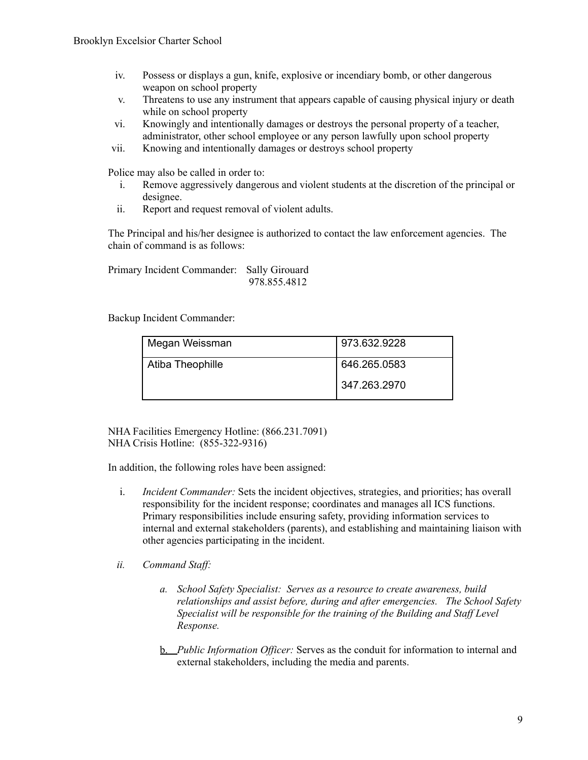iv. Possess or displays a gun, knife, explosive or incendiary bomb, or other dangerous weapon on school property
v. Threatens to use any instrument that appears capable of causing physical injury or death while on school property
vi. Knowingly and intentionally damages or destroys the personal property of a teacher, administrator, other school employee or any person lawfully upon school property
vii. Knowing and intentionally damages or destroys school property

Police may also be called in order to:

i. Remove aggressively dangerous and violent students at the discretion of the principal or designee.
ii. Report and request removal of violent adults.

The Principal and his/her designee is authorized to contact the law enforcement agencies. The chain of command is as follows:

Primary Incident Commander: Sally Girouard
978.855.4812

Backup Incident Commander:

| | |
|---|---|
| Megan Weissman | 973.632.9228 |
| Atiba Theophille | 646.265.0583<br>347.263.2970 |

NHA Facilities Emergency Hotline: (866.231.7091)
NHA Crisis Hotline: (855-322-9316)

In addition, the following roles have been assigned:

i. *Incident Commander:* Sets the incident objectives, strategies, and priorities; has overall responsibility for the incident response; coordinates and manages all ICS functions. Primary responsibilities include ensuring safety, providing information services to internal and external stakeholders (parents), and establishing and maintaining liaison with other agencies participating in the incident.

ii. *Command Staff:*

   a. *School Safety Specialist: Serves as a resource to create awareness, build relationships and assist before, during and after emergencies. The School Safety Specialist will be responsible for the training of the Building and Staff Level Response.*

   b. *Public Information Officer:* Serves as the conduit for information to internal and external stakeholders, including the media and parents.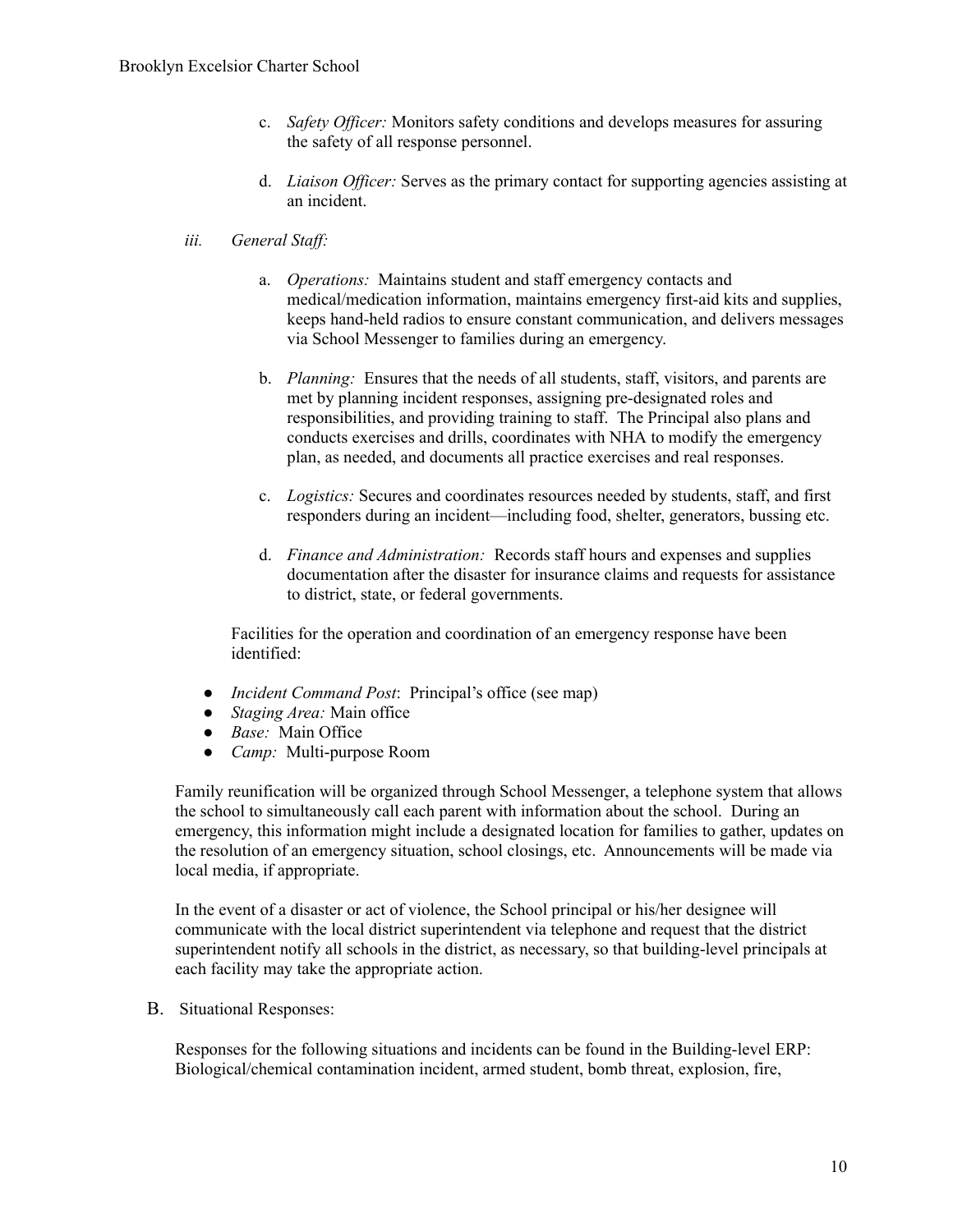c. *Safety Officer:* Monitors safety conditions and develops measures for assuring the safety of all response personnel.

d. *Liaison Officer:* Serves as the primary contact for supporting agencies assisting at an incident.

*iii. General Staff:*

a. *Operations:* Maintains student and staff emergency contacts and medical/medication information, maintains emergency first-aid kits and supplies, keeps hand-held radios to ensure constant communication, and delivers messages via School Messenger to families during an emergency.

b. *Planning:* Ensures that the needs of all students, staff, visitors, and parents are met by planning incident responses, assigning pre-designated roles and responsibilities, and providing training to staff. The Principal also plans and conducts exercises and drills, coordinates with NHA to modify the emergency plan, as needed, and documents all practice exercises and real responses.

c. *Logistics:* Secures and coordinates resources needed by students, staff, and first responders during an incident—including food, shelter, generators, bussing etc.

d. *Finance and Administration:* Records staff hours and expenses and supplies documentation after the disaster for insurance claims and requests for assistance to district, state, or federal governments.

Facilities for the operation and coordination of an emergency response have been identified:

- *Incident Command Post*: Principal's office (see map)
- *Staging Area:* Main office
- *Base:* Main Office
- *Camp:* Multi-purpose Room

Family reunification will be organized through School Messenger, a telephone system that allows the school to simultaneously call each parent with information about the school. During an emergency, this information might include a designated location for families to gather, updates on the resolution of an emergency situation, school closings, etc. Announcements will be made via local media, if appropriate.

In the event of a disaster or act of violence, the School principal or his/her designee will communicate with the local district superintendent via telephone and request that the district superintendent notify all schools in the district, as necessary, so that building-level principals at each facility may take the appropriate action.

B. Situational Responses:

Responses for the following situations and incidents can be found in the Building-level ERP: Biological/chemical contamination incident, armed student, bomb threat, explosion, fire,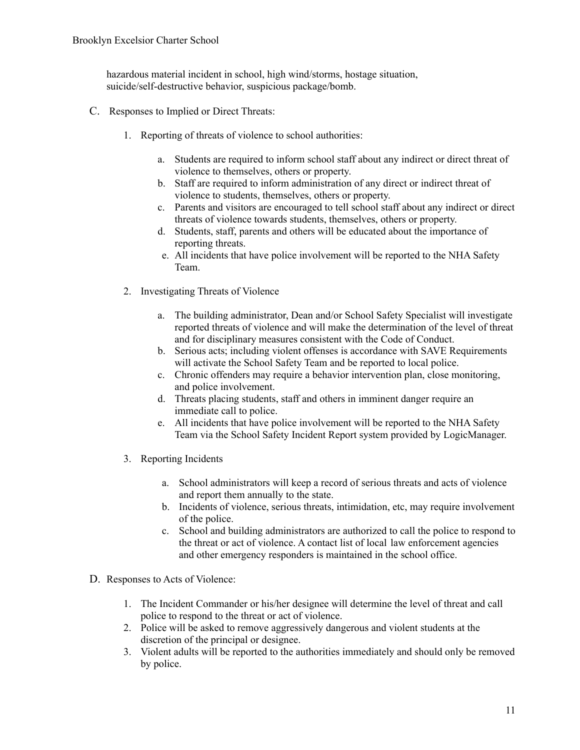hazardous material incident in school, high wind/storms, hostage situation, suicide/self-destructive behavior, suspicious package/bomb.

C. Responses to Implied or Direct Threats:

1. Reporting of threats of violence to school authorities:

   a. Students are required to inform school staff about any indirect or direct threat of violence to themselves, others or property.
   b. Staff are required to inform administration of any direct or indirect threat of violence to students, themselves, others or property.
   c. Parents and visitors are encouraged to tell school staff about any indirect or direct threats of violence towards students, themselves, others or property.
   d. Students, staff, parents and others will be educated about the importance of reporting threats.
   e. All incidents that have police involvement will be reported to the NHA Safety Team.

2. Investigating Threats of Violence

   a. The building administrator, Dean and/or School Safety Specialist will investigate reported threats of violence and will make the determination of the level of threat and for disciplinary measures consistent with the Code of Conduct.
   b. Serious acts; including violent offenses is accordance with SAVE Requirements will activate the School Safety Team and be reported to local police.
   c. Chronic offenders may require a behavior intervention plan, close monitoring, and police involvement.
   d. Threats placing students, staff and others in imminent danger require an immediate call to police.
   e. All incidents that have police involvement will be reported to the NHA Safety Team via the School Safety Incident Report system provided by LogicManager.

3. Reporting Incidents

   a. School administrators will keep a record of serious threats and acts of violence and report them annually to the state.
   b. Incidents of violence, serious threats, intimidation, etc, may require involvement of the police.
   c. School and building administrators are authorized to call the police to respond to the threat or act of violence. A contact list of local law enforcement agencies and other emergency responders is maintained in the school office.

D. Responses to Acts of Violence:

1. The Incident Commander or his/her designee will determine the level of threat and call police to respond to the threat or act of violence.
2. Police will be asked to remove aggressively dangerous and violent students at the discretion of the principal or designee.
3. Violent adults will be reported to the authorities immediately and should only be removed by police.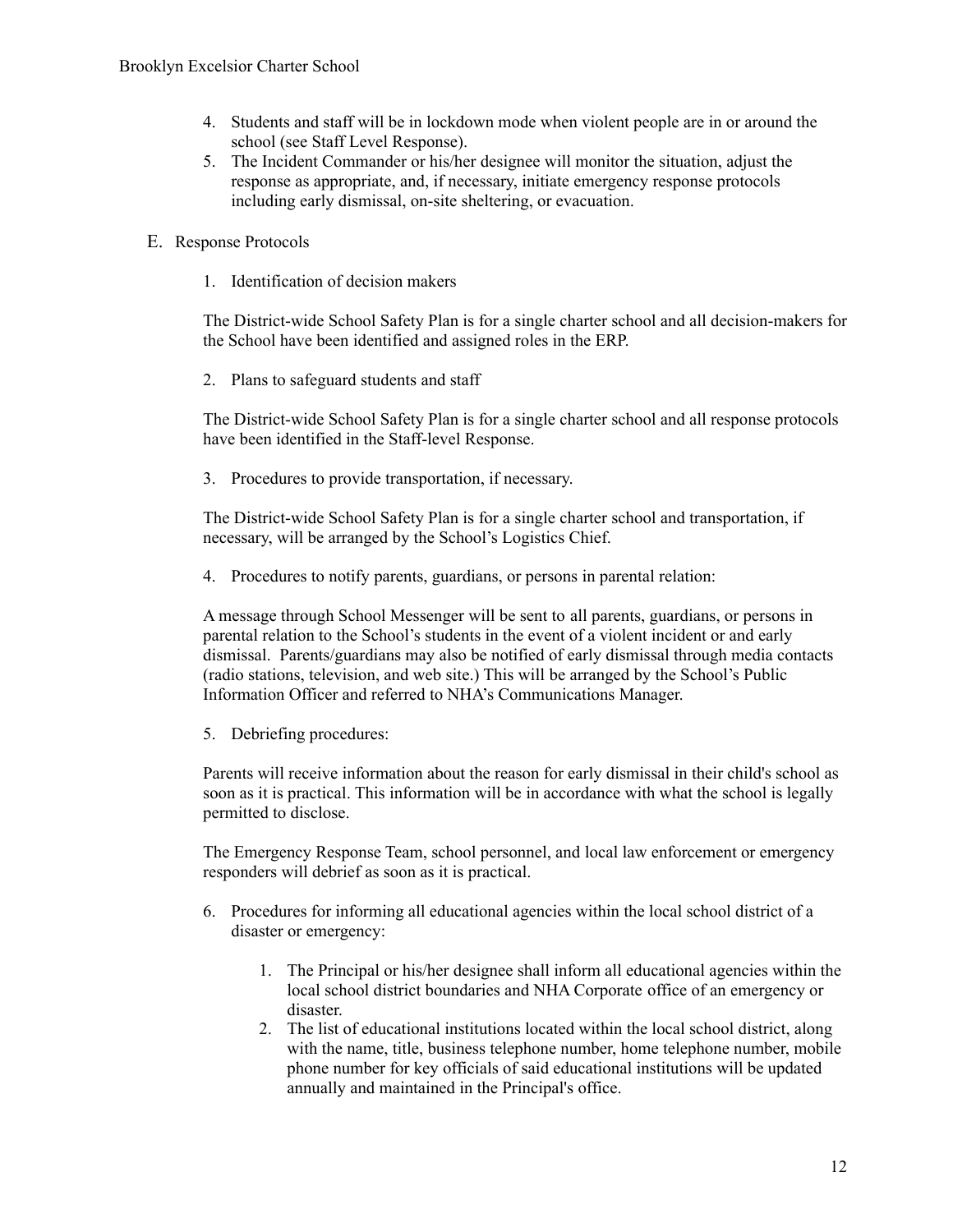4. Students and staff will be in lockdown mode when violent people are in or around the school (see Staff Level Response).
5. The Incident Commander or his/her designee will monitor the situation, adjust the response as appropriate, and, if necessary, initiate emergency response protocols including early dismissal, on-site sheltering, or evacuation.

E. Response Protocols

1. Identification of decision makers

The District-wide School Safety Plan is for a single charter school and all decision-makers for the School have been identified and assigned roles in the ERP.

2. Plans to safeguard students and staff

The District-wide School Safety Plan is for a single charter school and all response protocols have been identified in the Staff-level Response.

3. Procedures to provide transportation, if necessary.

The District-wide School Safety Plan is for a single charter school and transportation, if necessary, will be arranged by the School's Logistics Chief.

4. Procedures to notify parents, guardians, or persons in parental relation:

A message through School Messenger will be sent to all parents, guardians, or persons in parental relation to the School's students in the event of a violent incident or and early dismissal. Parents/guardians may also be notified of early dismissal through media contacts (radio stations, television, and web site.) This will be arranged by the School's Public Information Officer and referred to NHA's Communications Manager.

5. Debriefing procedures:

Parents will receive information about the reason for early dismissal in their child's school as soon as it is practical. This information will be in accordance with what the school is legally permitted to disclose.

The Emergency Response Team, school personnel, and local law enforcement or emergency responders will debrief as soon as it is practical.

6. Procedures for informing all educational agencies within the local school district of a disaster or emergency:

    1. The Principal or his/her designee shall inform all educational agencies within the local school district boundaries and NHA Corporate office of an emergency or disaster.
    2. The list of educational institutions located within the local school district, along with the name, title, business telephone number, home telephone number, mobile phone number for key officials of said educational institutions will be updated annually and maintained in the Principal's office.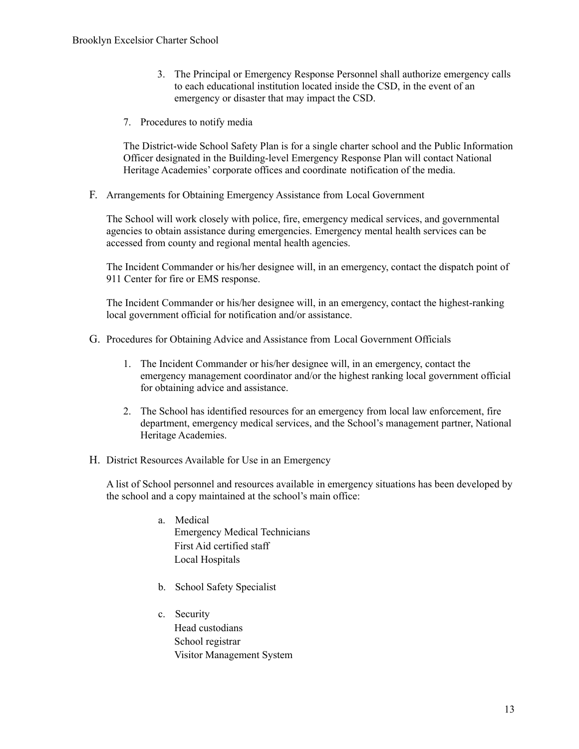3. The Principal or Emergency Response Personnel shall authorize emergency calls to each educational institution located inside the CSD, in the event of an emergency or disaster that may impact the CSD.

7. Procedures to notify media

The District-wide School Safety Plan is for a single charter school and the Public Information Officer designated in the Building-level Emergency Response Plan will contact National Heritage Academies' corporate offices and coordinate notification of the media.

F. Arrangements for Obtaining Emergency Assistance from Local Government

The School will work closely with police, fire, emergency medical services, and governmental agencies to obtain assistance during emergencies. Emergency mental health services can be accessed from county and regional mental health agencies.

The Incident Commander or his/her designee will, in an emergency, contact the dispatch point of 911 Center for fire or EMS response.

The Incident Commander or his/her designee will, in an emergency, contact the highest-ranking local government official for notification and/or assistance.

G. Procedures for Obtaining Advice and Assistance from Local Government Officials

1. The Incident Commander or his/her designee will, in an emergency, contact the emergency management coordinator and/or the highest ranking local government official for obtaining advice and assistance.

2. The School has identified resources for an emergency from local law enforcement, fire department, emergency medical services, and the School's management partner, National Heritage Academies.

H. District Resources Available for Use in an Emergency

A list of School personnel and resources available in emergency situations has been developed by the school and a copy maintained at the school's main office:

a. Medical
   Emergency Medical Technicians
   First Aid certified staff
   Local Hospitals

b. School Safety Specialist

c. Security
   Head custodians
   School registrar
   Visitor Management System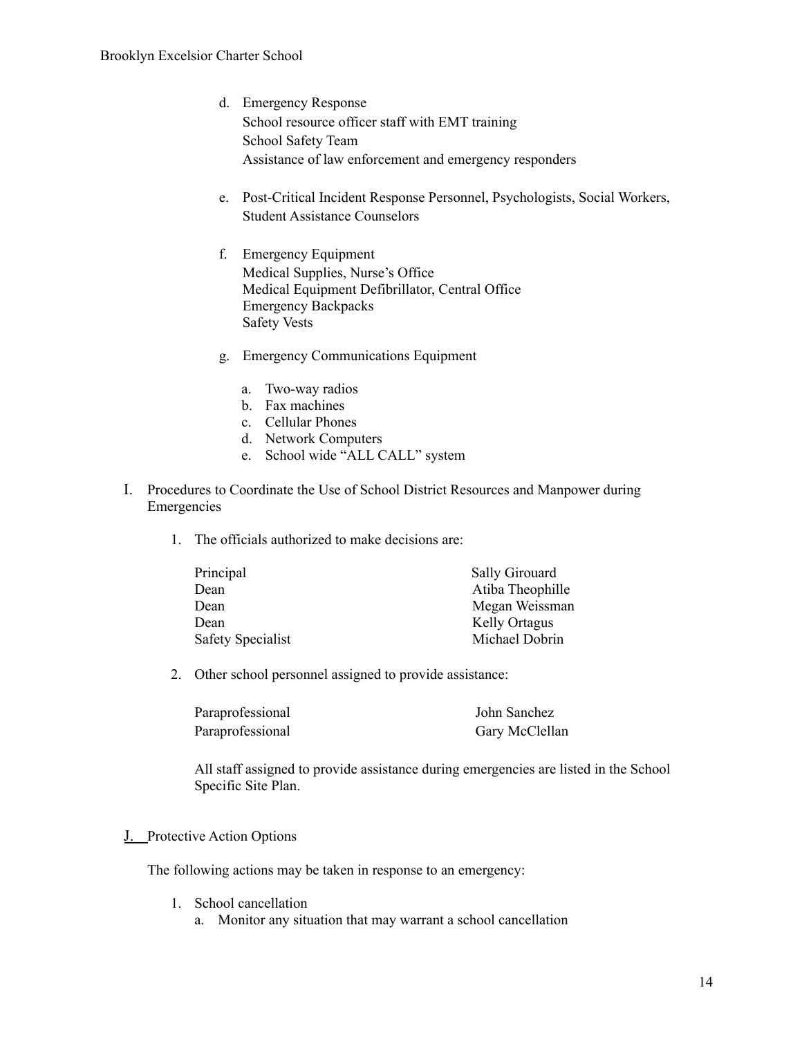d. Emergency Response
   School resource officer staff with EMT training
   School Safety Team
   Assistance of law enforcement and emergency responders

e. Post-Critical Incident Response Personnel, Psychologists, Social Workers, Student Assistance Counselors

f. Emergency Equipment
   Medical Supplies, Nurse's Office
   Medical Equipment Defibrillator, Central Office
   Emergency Backpacks
   Safety Vests

g. Emergency Communications Equipment

   a. Two-way radios
   b. Fax machines
   c. Cellular Phones
   d. Network Computers
   e. School wide "ALL CALL" system

## I. Procedures to Coordinate the Use of School District Resources and Manpower during Emergencies

1. The officials authorized to make decisions are:

| | |
|---|---|
| Principal | Sally Girouard |
| Dean | Atiba Theophille |
| Dean | Megan Weissman |
| Dean | Kelly Ortagus |
| Safety Specialist | Michael Dobrin |

2. Other school personnel assigned to provide assistance:

| | |
|---|---|
| Paraprofessional | John Sanchez |
| Paraprofessional | Gary McClellan |

All staff assigned to provide assistance during emergencies are listed in the School Specific Site Plan.

## J. Protective Action Options

The following actions may be taken in response to an emergency:

1. School cancellation
   a. Monitor any situation that may warrant a school cancellation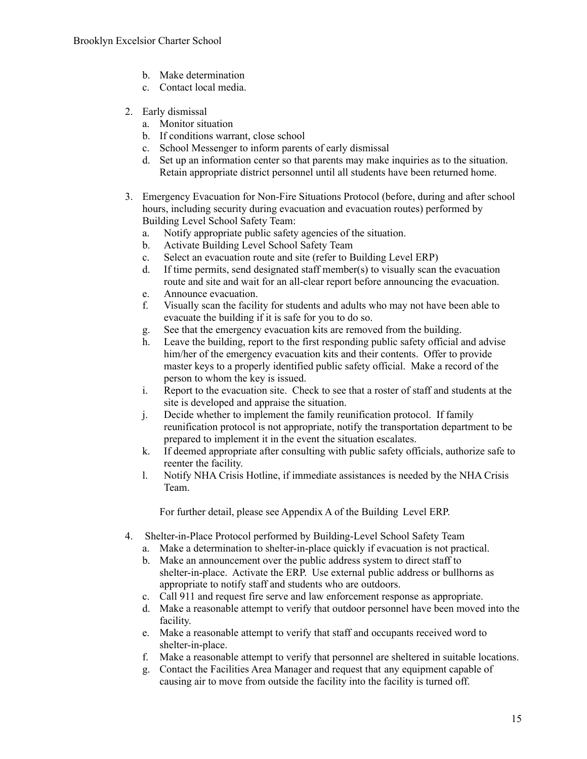b. Make determination
   c. Contact local media.

2. Early dismissal
   a. Monitor situation
   b. If conditions warrant, close school
   c. School Messenger to inform parents of early dismissal
   d. Set up an information center so that parents may make inquiries as to the situation. Retain appropriate district personnel until all students have been returned home.

3. Emergency Evacuation for Non-Fire Situations Protocol (before, during and after school hours, including security during evacuation and evacuation routes) performed by Building Level School Safety Team:
   a. Notify appropriate public safety agencies of the situation.
   b. Activate Building Level School Safety Team
   c. Select an evacuation route and site (refer to Building Level ERP)
   d. If time permits, send designated staff member(s) to visually scan the evacuation route and site and wait for an all-clear report before announcing the evacuation.
   e. Announce evacuation.
   f. Visually scan the facility for students and adults who may not have been able to evacuate the building if it is safe for you to do so.
   g. See that the emergency evacuation kits are removed from the building.
   h. Leave the building, report to the first responding public safety official and advise him/her of the emergency evacuation kits and their contents. Offer to provide master keys to a properly identified public safety official. Make a record of the person to whom the key is issued.
   i. Report to the evacuation site. Check to see that a roster of staff and students at the site is developed and appraise the situation.
   j. Decide whether to implement the family reunification protocol. If family reunification protocol is not appropriate, notify the transportation department to be prepared to implement it in the event the situation escalates.
   k. If deemed appropriate after consulting with public safety officials, authorize safe to reenter the facility.
   l. Notify NHA Crisis Hotline, if immediate assistances is needed by the NHA Crisis Team.

   For further detail, please see Appendix A of the Building Level ERP.

4. Shelter-in-Place Protocol performed by Building-Level School Safety Team
   a. Make a determination to shelter-in-place quickly if evacuation is not practical.
   b. Make an announcement over the public address system to direct staff to shelter-in-place. Activate the ERP. Use external public address or bullhorns as appropriate to notify staff and students who are outdoors.
   c. Call 911 and request fire serve and law enforcement response as appropriate.
   d. Make a reasonable attempt to verify that outdoor personnel have been moved into the facility.
   e. Make a reasonable attempt to verify that staff and occupants received word to shelter-in-place.
   f. Make a reasonable attempt to verify that personnel are sheltered in suitable locations.
   g. Contact the Facilities Area Manager and request that any equipment capable of causing air to move from outside the facility into the facility is turned off.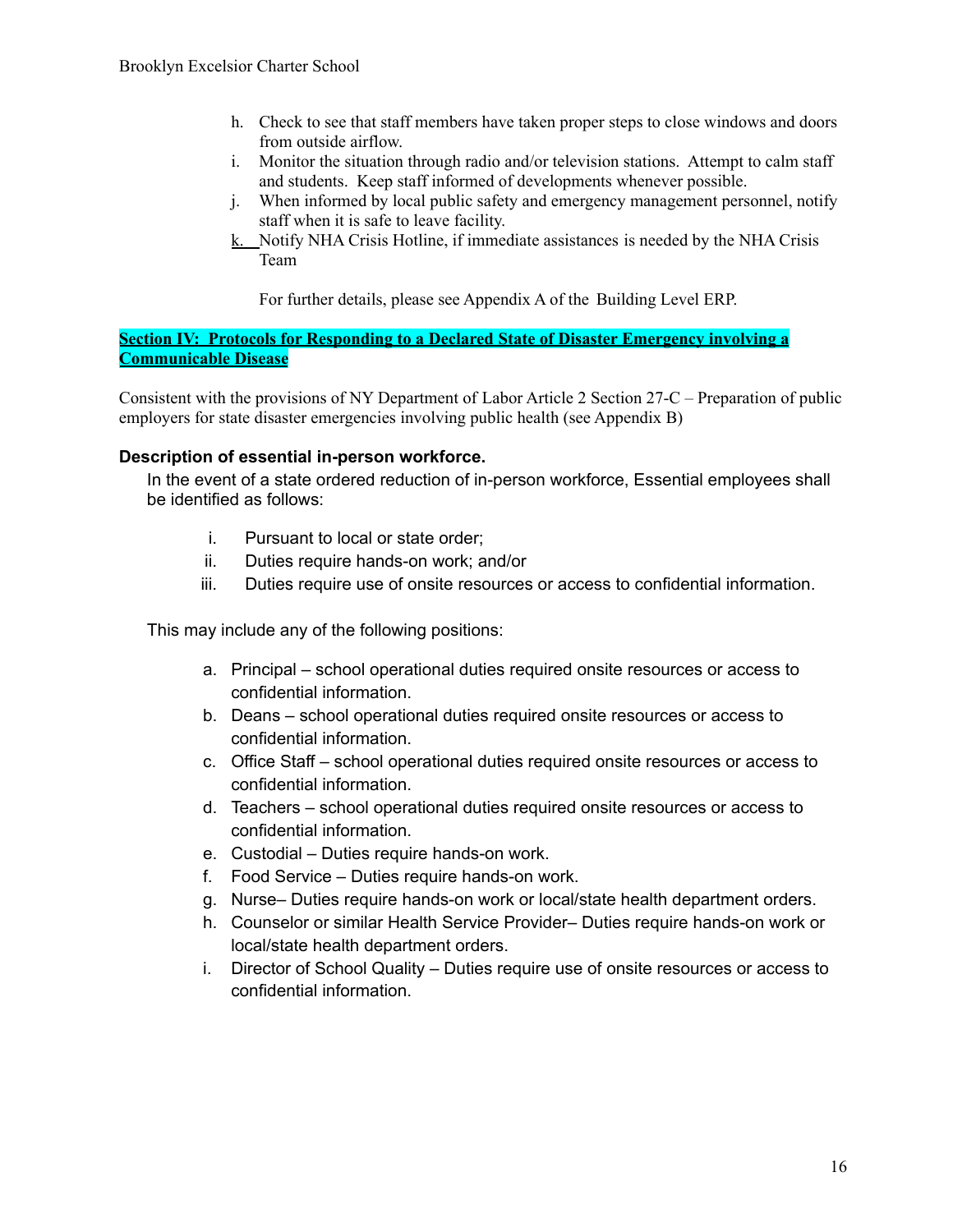h. Check to see that staff members have taken proper steps to close windows and doors from outside airflow.
i. Monitor the situation through radio and/or television stations. Attempt to calm staff and students. Keep staff informed of developments whenever possible.
j. When informed by local public safety and emergency management personnel, notify staff when it is safe to leave facility.
k. Notify NHA Crisis Hotline, if immediate assistances is needed by the NHA Crisis Team

For further details, please see Appendix A of the Building Level ERP.

## Section IV: Protocols for Responding to a Declared State of Disaster Emergency involving a Communicable Disease

Consistent with the provisions of NY Department of Labor Article 2 Section 27-C – Preparation of public employers for state disaster emergencies involving public health (see Appendix B)

### Description of essential in-person workforce.

In the event of a state ordered reduction of in-person workforce, Essential employees shall be identified as follows:

i. Pursuant to local or state order;
ii. Duties require hands-on work; and/or
iii. Duties require use of onsite resources or access to confidential information.

This may include any of the following positions:

a. Principal – school operational duties required onsite resources or access to confidential information.
b. Deans – school operational duties required onsite resources or access to confidential information.
c. Office Staff – school operational duties required onsite resources or access to confidential information.
d. Teachers – school operational duties required onsite resources or access to confidential information.
e. Custodial – Duties require hands-on work.
f. Food Service – Duties require hands-on work.
g. Nurse– Duties require hands-on work or local/state health department orders.
h. Counselor or similar Health Service Provider– Duties require hands-on work or local/state health department orders.
i. Director of School Quality – Duties require use of onsite resources or access to confidential information.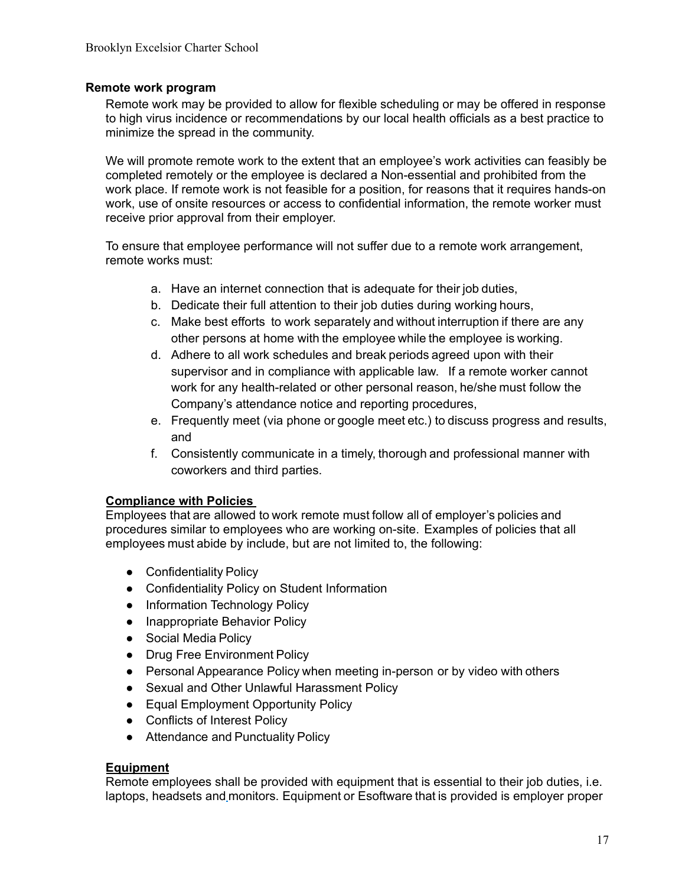**Remote work program**

Remote work may be provided to allow for flexible scheduling or may be offered in response to high virus incidence or recommendations by our local health officials as a best practice to minimize the spread in the community.

We will promote remote work to the extent that an employee's work activities can feasibly be completed remotely or the employee is declared a Non-essential and prohibited from the work place. If remote work is not feasible for a position, for reasons that it requires hands-on work, use of onsite resources or access to confidential information, the remote worker must receive prior approval from their employer.

To ensure that employee performance will not suffer due to a remote work arrangement, remote works must:

a. Have an internet connection that is adequate for their job duties,
b. Dedicate their full attention to their job duties during working hours,
c. Make best efforts to work separately and without interruption if there are any other persons at home with the employee while the employee is working.
d. Adhere to all work schedules and break periods agreed upon with their supervisor and in compliance with applicable law. If a remote worker cannot work for any health-related or other personal reason, he/she must follow the Company's attendance notice and reporting procedures,
e. Frequently meet (via phone or google meet etc.) to discuss progress and results, and
f. Consistently communicate in a timely, thorough and professional manner with coworkers and third parties.

**Compliance with Policies**

Employees that are allowed to work remote must follow all of employer's policies and procedures similar to employees who are working on-site. Examples of policies that all employees must abide by include, but are not limited to, the following:

- Confidentiality Policy
- Confidentiality Policy on Student Information
- Information Technology Policy
- Inappropriate Behavior Policy
- Social Media Policy
- Drug Free Environment Policy
- Personal Appearance Policy when meeting in-person or by video with others
- Sexual and Other Unlawful Harassment Policy
- Equal Employment Opportunity Policy
- Conflicts of Interest Policy
- Attendance and Punctuality Policy

**Equipment**

Remote employees shall be provided with equipment that is essential to their job duties, i.e. laptops, headsets and monitors. Equipment or Esoftware that is provided is employer proper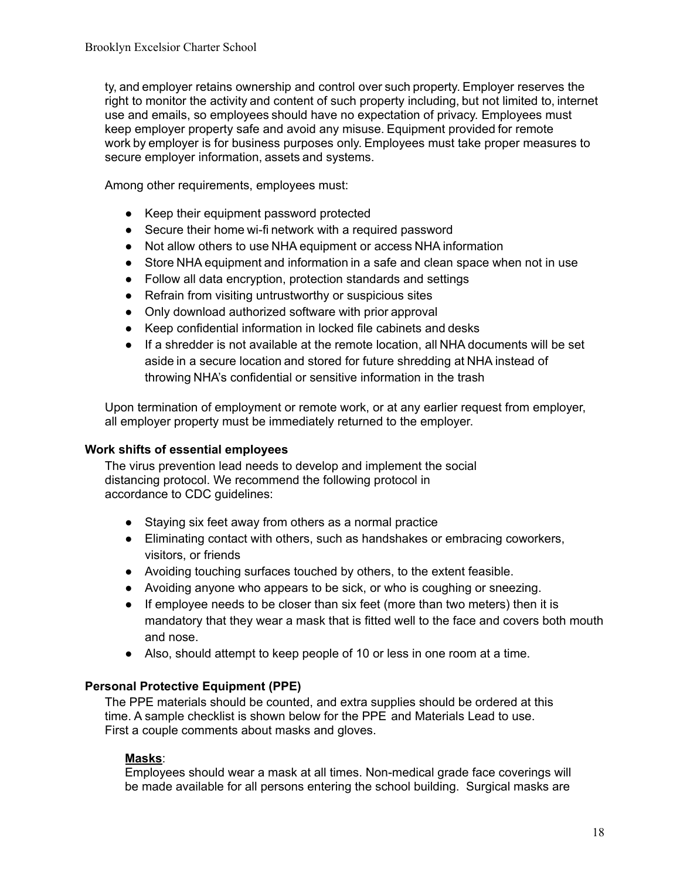ty, and employer retains ownership and control over such property. Employer reserves the right to monitor the activity and content of such property including, but not limited to, internet use and emails, so employees should have no expectation of privacy. Employees must keep employer property safe and avoid any misuse. Equipment provided for remote work by employer is for business purposes only. Employees must take proper measures to secure employer information, assets and systems.

Among other requirements, employees must:

- Keep their equipment password protected
- Secure their home wi-fi network with a required password
- Not allow others to use NHA equipment or access NHA information
- Store NHA equipment and information in a safe and clean space when not in use
- Follow all data encryption, protection standards and settings
- Refrain from visiting untrustworthy or suspicious sites
- Only download authorized software with prior approval
- Keep confidential information in locked file cabinets and desks
- If a shredder is not available at the remote location, all NHA documents will be set aside in a secure location and stored for future shredding at NHA instead of throwing NHA's confidential or sensitive information in the trash

Upon termination of employment or remote work, or at any earlier request from employer, all employer property must be immediately returned to the employer.

**Work shifts of essential employees**

The virus prevention lead needs to develop and implement the social distancing protocol. We recommend the following protocol in accordance to CDC guidelines:

- Staying six feet away from others as a normal practice
- Eliminating contact with others, such as handshakes or embracing coworkers, visitors, or friends
- Avoiding touching surfaces touched by others, to the extent feasible.
- Avoiding anyone who appears to be sick, or who is coughing or sneezing.
- If employee needs to be closer than six feet (more than two meters) then it is mandatory that they wear a mask that is fitted well to the face and covers both mouth and nose.
- Also, should attempt to keep people of 10 or less in one room at a time.

**Personal Protective Equipment (PPE)**

The PPE materials should be counted, and extra supplies should be ordered at this time. A sample checklist is shown below for the PPE and Materials Lead to use. First a couple comments about masks and gloves.

**Masks**:
Employees should wear a mask at all times. Non-medical grade face coverings will be made available for all persons entering the school building. Surgical masks are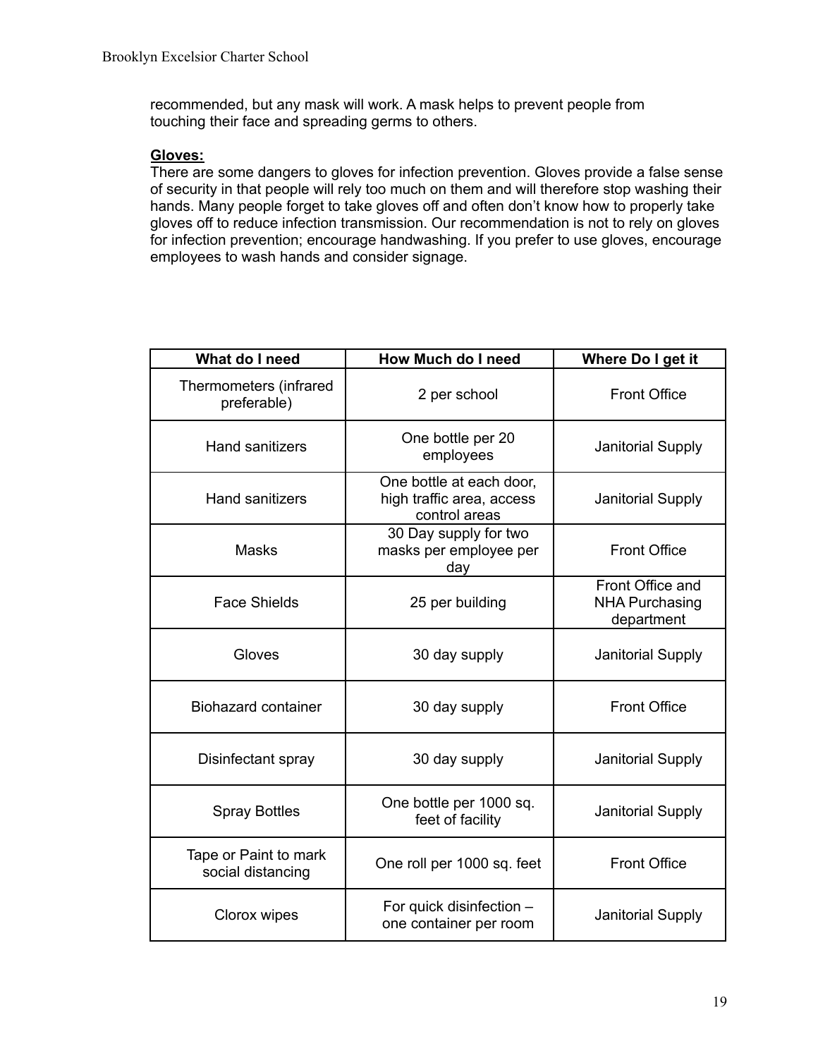recommended, but any mask will work. A mask helps to prevent people from touching their face and spreading germs to others.

**Gloves:**

There are some dangers to gloves for infection prevention. Gloves provide a false sense of security in that people will rely too much on them and will therefore stop washing their hands. Many people forget to take gloves off and often don't know how to properly take gloves off to reduce infection transmission. Our recommendation is not to rely on gloves for infection prevention; encourage handwashing. If you prefer to use gloves, encourage employees to wash hands and consider signage.

| What do I need | How Much do I need | Where Do I get it |
|---|---|---|
| Thermometers (infrared preferable) | 2 per school | Front Office |
| Hand sanitizers | One bottle per 20 employees | Janitorial Supply |
| Hand sanitizers | One bottle at each door, high traffic area, access control areas | Janitorial Supply |
| Masks | 30 Day supply for two masks per employee per day | Front Office |
| Face Shields | 25 per building | Front Office and NHA Purchasing department |
| Gloves | 30 day supply | Janitorial Supply |
| Biohazard container | 30 day supply | Front Office |
| Disinfectant spray | 30 day supply | Janitorial Supply |
| Spray Bottles | One bottle per 1000 sq. feet of facility | Janitorial Supply |
| Tape or Paint to mark social distancing | One roll per 1000 sq. feet | Front Office |
| Clorox wipes | For quick disinfection – one container per room | Janitorial Supply |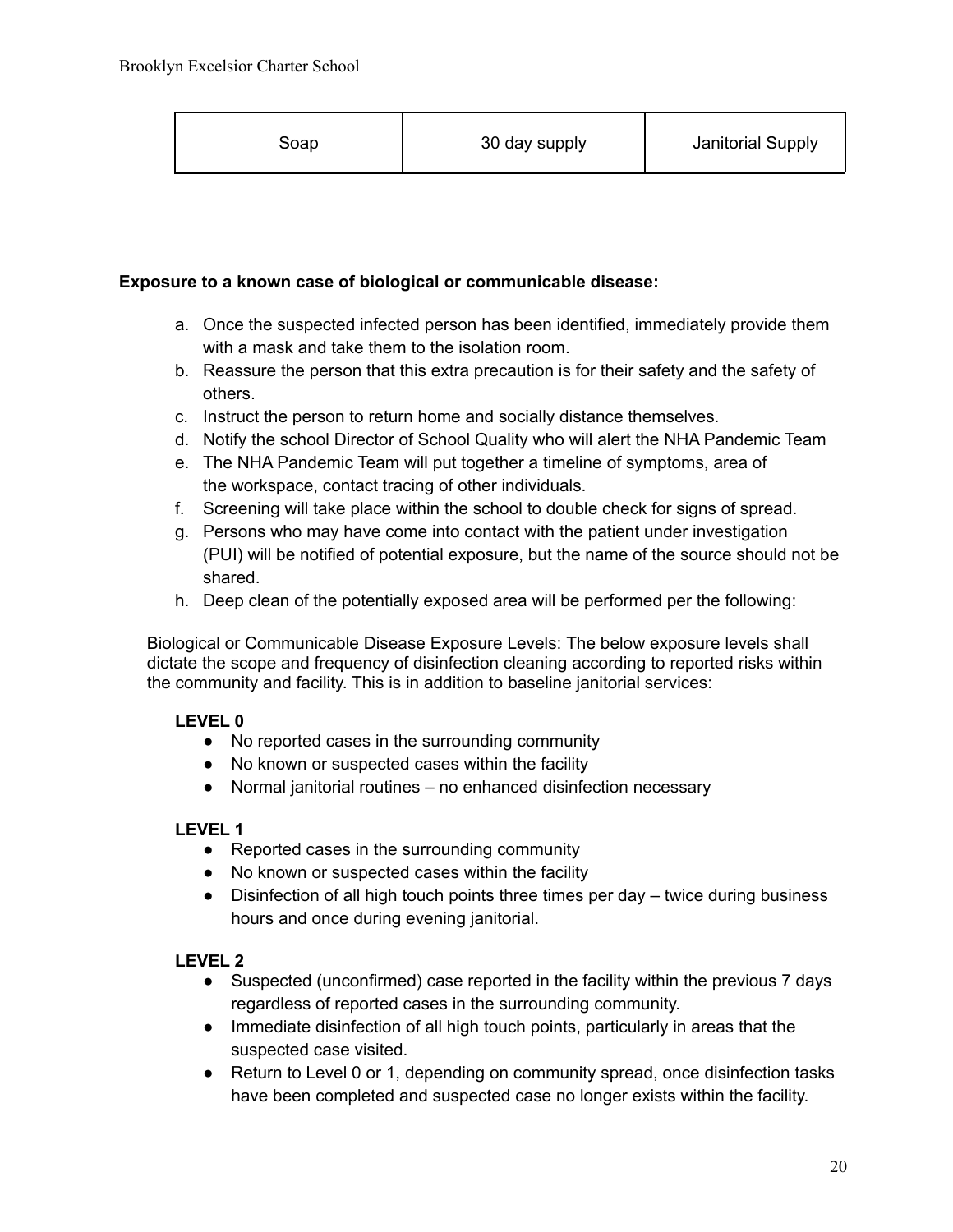| Soap | 30 day supply | Janitorial Supply |
|---|---|---|

**Exposure to a known case of biological or communicable disease:**

a. Once the suspected infected person has been identified, immediately provide them with a mask and take them to the isolation room.
b. Reassure the person that this extra precaution is for their safety and the safety of others.
c. Instruct the person to return home and socially distance themselves.
d. Notify the school Director of School Quality who will alert the NHA Pandemic Team
e. The NHA Pandemic Team will put together a timeline of symptoms, area of the workspace, contact tracing of other individuals.
f. Screening will take place within the school to double check for signs of spread.
g. Persons who may have come into contact with the patient under investigation (PUI) will be notified of potential exposure, but the name of the source should not be shared.
h. Deep clean of the potentially exposed area will be performed per the following:

Biological or Communicable Disease Exposure Levels: The below exposure levels shall dictate the scope and frequency of disinfection cleaning according to reported risks within the community and facility. This is in addition to baseline janitorial services:

**LEVEL 0**

- No reported cases in the surrounding community
- No known or suspected cases within the facility
- Normal janitorial routines – no enhanced disinfection necessary

**LEVEL 1**

- Reported cases in the surrounding community
- No known or suspected cases within the facility
- Disinfection of all high touch points three times per day – twice during business hours and once during evening janitorial.

**LEVEL 2**

- Suspected (unconfirmed) case reported in the facility within the previous 7 days regardless of reported cases in the surrounding community.
- Immediate disinfection of all high touch points, particularly in areas that the suspected case visited.
- Return to Level 0 or 1, depending on community spread, once disinfection tasks have been completed and suspected case no longer exists within the facility.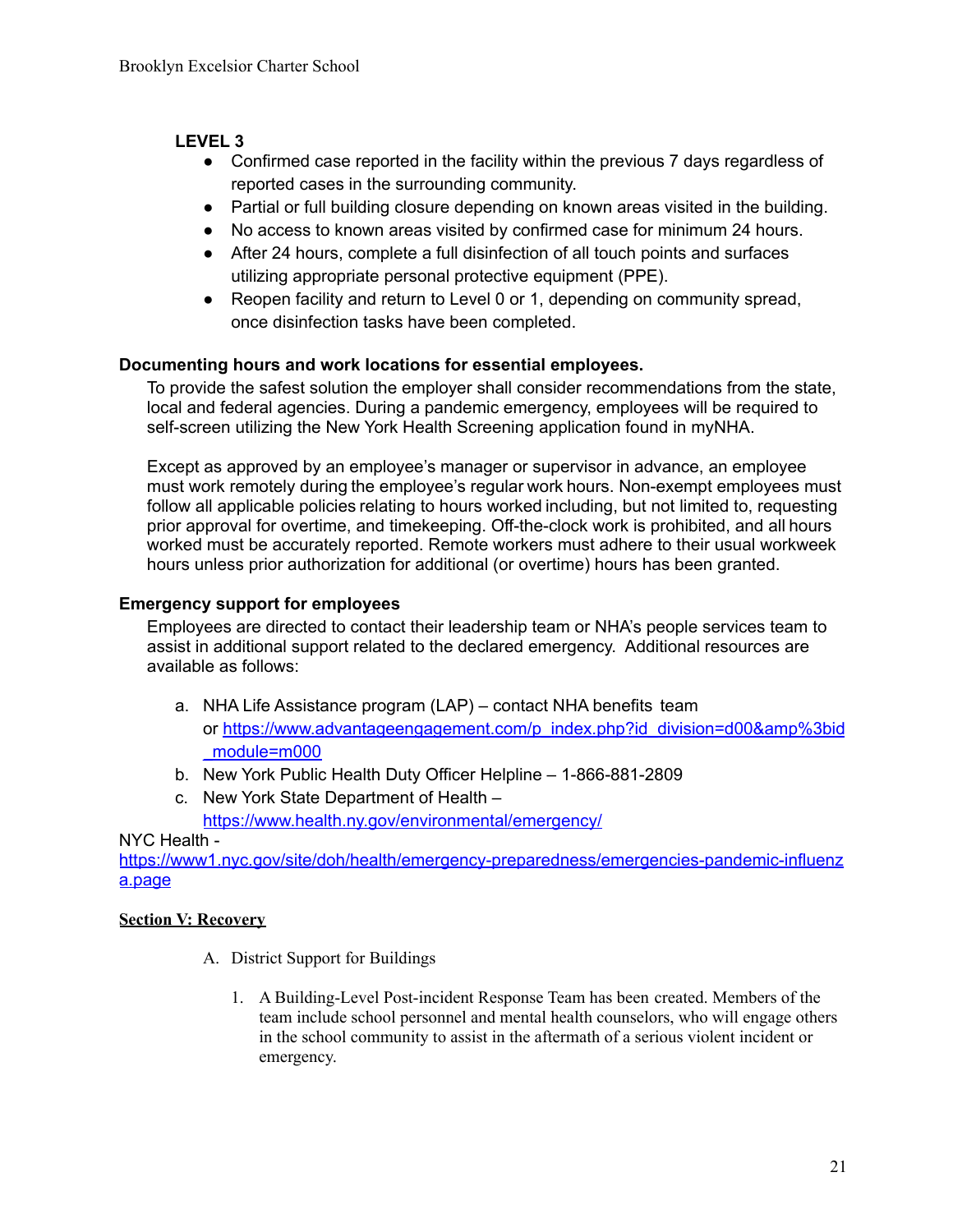**LEVEL 3**

- Confirmed case reported in the facility within the previous 7 days regardless of reported cases in the surrounding community.
- Partial or full building closure depending on known areas visited in the building.
- No access to known areas visited by confirmed case for minimum 24 hours.
- After 24 hours, complete a full disinfection of all touch points and surfaces utilizing appropriate personal protective equipment (PPE).
- Reopen facility and return to Level 0 or 1, depending on community spread, once disinfection tasks have been completed.

**Documenting hours and work locations for essential employees.**

To provide the safest solution the employer shall consider recommendations from the state, local and federal agencies. During a pandemic emergency, employees will be required to self-screen utilizing the New York Health Screening application found in myNHA.

Except as approved by an employee's manager or supervisor in advance, an employee must work remotely during the employee's regular work hours. Non-exempt employees must follow all applicable policies relating to hours worked including, but not limited to, requesting prior approval for overtime, and timekeeping. Off-the-clock work is prohibited, and all hours worked must be accurately reported. Remote workers must adhere to their usual workweek hours unless prior authorization for additional (or overtime) hours has been granted.

**Emergency support for employees**

Employees are directed to contact their leadership team or NHA's people services team to assist in additional support related to the declared emergency. Additional resources are available as follows:

a. NHA Life Assistance program (LAP) – contact NHA benefits team or https://www.advantageengagement.com/p_index.php?id_division=d00&amp%3bid_module=m000
b. New York Public Health Duty Officer Helpline – 1-866-881-2809
c. New York State Department of Health – https://www.health.ny.gov/environmental/emergency/

NYC Health - https://www1.nyc.gov/site/doh/health/emergency-preparedness/emergencies-pandemic-influenza.page

**Section V: Recovery**

A. District Support for Buildings

1. A Building-Level Post-incident Response Team has been created. Members of the team include school personnel and mental health counselors, who will engage others in the school community to assist in the aftermath of a serious violent incident or emergency.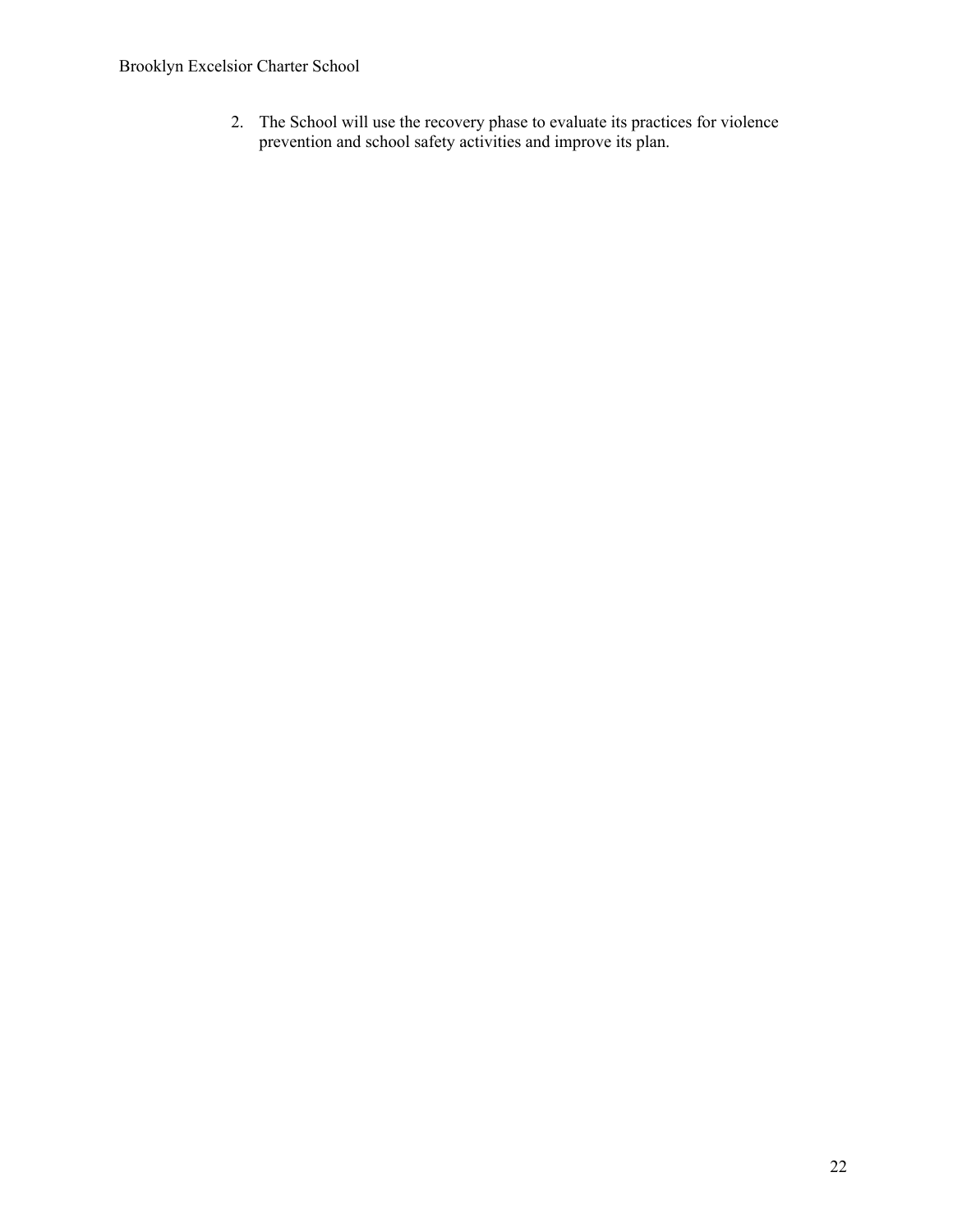2. The School will use the recovery phase to evaluate its practices for violence prevention and school safety activities and improve its plan.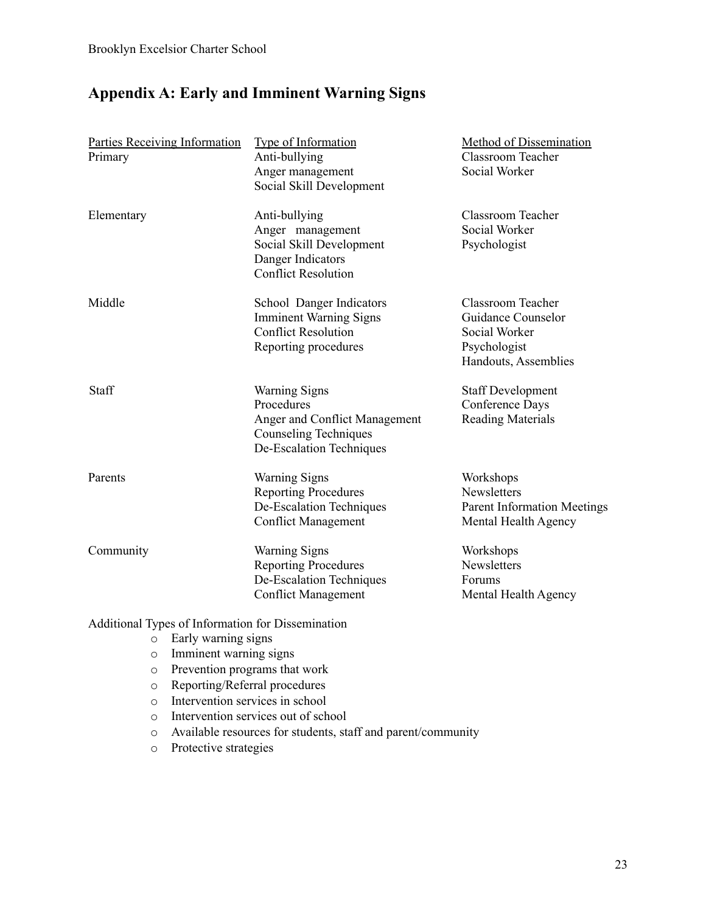## Appendix A: Early and Imminent Warning Signs

| Parties Receiving Information | Type of Information | Method of Dissemination |
|---|---|---|
| Primary | Anti-bullying<br>Anger management<br>Social Skill Development | Classroom Teacher<br>Social Worker |
| Elementary | Anti-bullying<br>Anger management<br>Social Skill Development<br>Danger Indicators<br>Conflict Resolution | Classroom Teacher<br>Social Worker<br>Psychologist |
| Middle | School Danger Indicators<br>Imminent Warning Signs<br>Conflict Resolution<br>Reporting procedures | Classroom Teacher<br>Guidance Counselor<br>Social Worker<br>Psychologist<br>Handouts, Assemblies |
| Staff | Warning Signs<br>Procedures<br>Anger and Conflict Management<br>Counseling Techniques<br>De-Escalation Techniques | Staff Development<br>Conference Days<br>Reading Materials |
| Parents | Warning Signs<br>Reporting Procedures<br>De-Escalation Techniques<br>Conflict Management | Workshops<br>Newsletters<br>Parent Information Meetings<br>Mental Health Agency |
| Community | Warning Signs<br>Reporting Procedures<br>De-Escalation Techniques<br>Conflict Management | Workshops<br>Newsletters<br>Forums<br>Mental Health Agency |

Additional Types of Information for Dissemination

- Early warning signs
- Imminent warning signs
- Prevention programs that work
- Reporting/Referral procedures
- Intervention services in school
- Intervention services out of school
- Available resources for students, staff and parent/community
- Protective strategies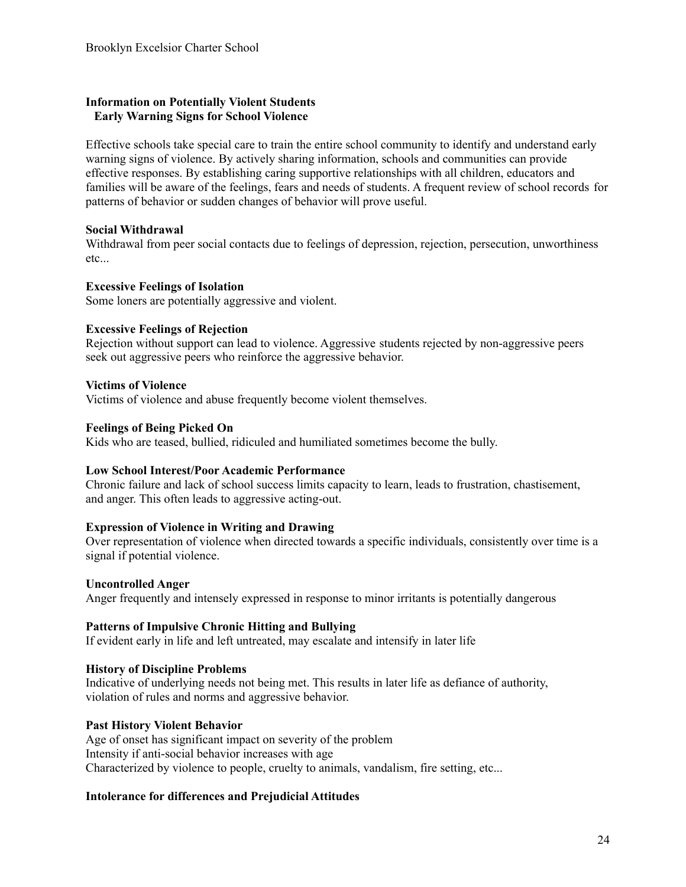## Information on Potentially Violent Students
### Early Warning Signs for School Violence

Effective schools take special care to train the entire school community to identify and understand early warning signs of violence. By actively sharing information, schools and communities can provide effective responses. By establishing caring supportive relationships with all children, educators and families will be aware of the feelings, fears and needs of students. A frequent review of school records for patterns of behavior or sudden changes of behavior will prove useful.

**Social Withdrawal**
Withdrawal from peer social contacts due to feelings of depression, rejection, persecution, unworthiness etc...

**Excessive Feelings of Isolation**
Some loners are potentially aggressive and violent.

**Excessive Feelings of Rejection**
Rejection without support can lead to violence. Aggressive students rejected by non-aggressive peers seek out aggressive peers who reinforce the aggressive behavior.

**Victims of Violence**
Victims of violence and abuse frequently become violent themselves.

**Feelings of Being Picked On**
Kids who are teased, bullied, ridiculed and humiliated sometimes become the bully.

**Low School Interest/Poor Academic Performance**
Chronic failure and lack of school success limits capacity to learn, leads to frustration, chastisement, and anger. This often leads to aggressive acting-out.

**Expression of Violence in Writing and Drawing**
Over representation of violence when directed towards a specific individuals, consistently over time is a signal if potential violence.

**Uncontrolled Anger**
Anger frequently and intensely expressed in response to minor irritants is potentially dangerous

**Patterns of Impulsive Chronic Hitting and Bullying**
If evident early in life and left untreated, may escalate and intensify in later life

**History of Discipline Problems**
Indicative of underlying needs not being met. This results in later life as defiance of authority, violation of rules and norms and aggressive behavior.

**Past History Violent Behavior**
Age of onset has significant impact on severity of the problem
Intensity if anti-social behavior increases with age
Characterized by violence to people, cruelty to animals, vandalism, fire setting, etc...

**Intolerance for differences and Prejudicial Attitudes**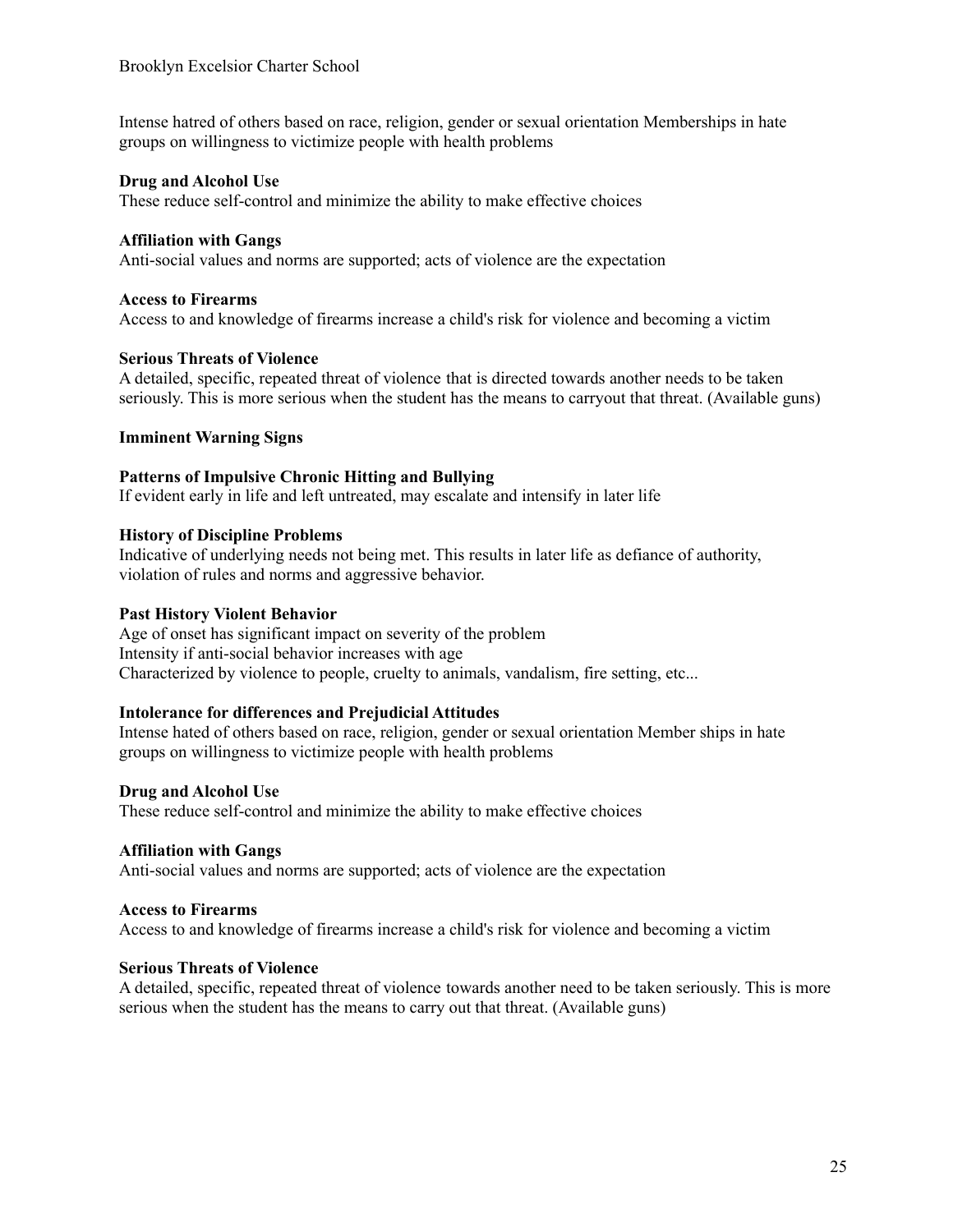Intense hatred of others based on race, religion, gender or sexual orientation Memberships in hate groups on willingness to victimize people with health problems

**Drug and Alcohol Use**
These reduce self-control and minimize the ability to make effective choices

**Affiliation with Gangs**
Anti-social values and norms are supported; acts of violence are the expectation

**Access to Firearms**
Access to and knowledge of firearms increase a child's risk for violence and becoming a victim

**Serious Threats of Violence**
A detailed, specific, repeated threat of violence that is directed towards another needs to be taken seriously. This is more serious when the student has the means to carryout that threat. (Available guns)

**Imminent Warning Signs**

**Patterns of Impulsive Chronic Hitting and Bullying**
If evident early in life and left untreated, may escalate and intensify in later life

**History of Discipline Problems**
Indicative of underlying needs not being met. This results in later life as defiance of authority, violation of rules and norms and aggressive behavior.

**Past History Violent Behavior**
Age of onset has significant impact on severity of the problem
Intensity if anti-social behavior increases with age
Characterized by violence to people, cruelty to animals, vandalism, fire setting, etc...

**Intolerance for differences and Prejudicial Attitudes**
Intense hated of others based on race, religion, gender or sexual orientation Member ships in hate groups on willingness to victimize people with health problems

**Drug and Alcohol Use**
These reduce self-control and minimize the ability to make effective choices

**Affiliation with Gangs**
Anti-social values and norms are supported; acts of violence are the expectation

**Access to Firearms**
Access to and knowledge of firearms increase a child's risk for violence and becoming a victim

**Serious Threats of Violence**
A detailed, specific, repeated threat of violence towards another need to be taken seriously. This is more serious when the student has the means to carry out that threat. (Available guns)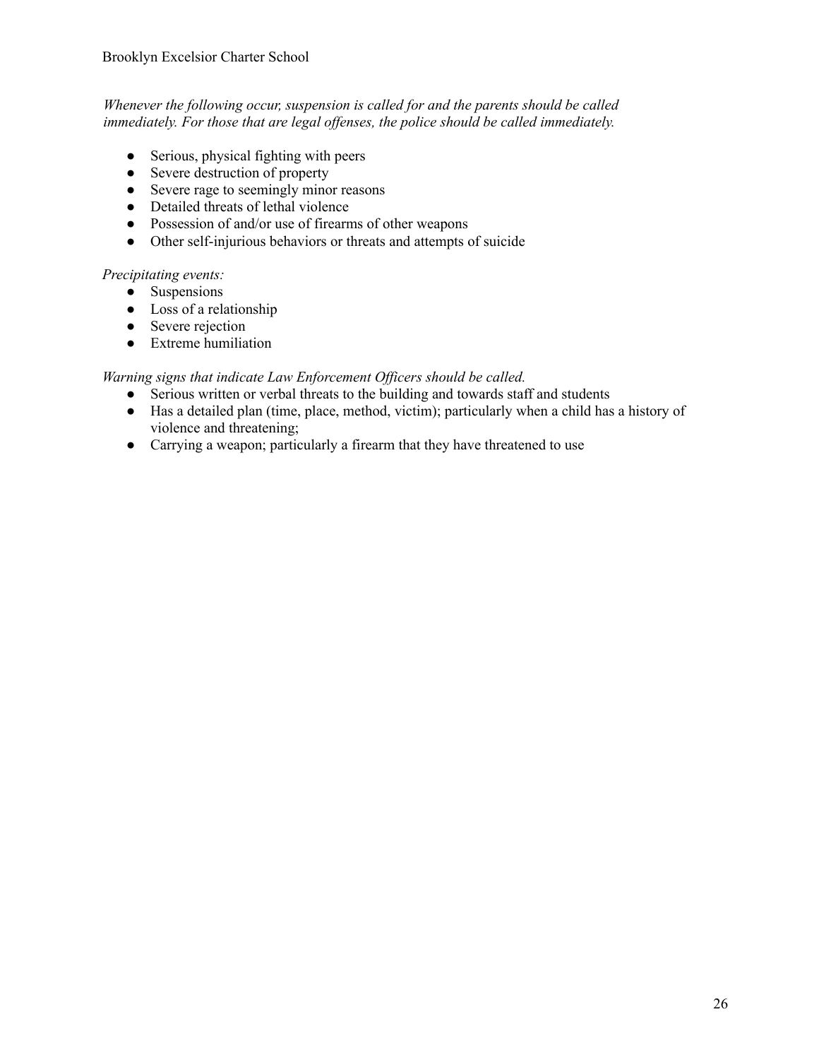*Whenever the following occur, suspension is called for and the parents should be called immediately. For those that are legal offenses, the police should be called immediately.*

- Serious, physical fighting with peers
- Severe destruction of property
- Severe rage to seemingly minor reasons
- Detailed threats of lethal violence
- Possession of and/or use of firearms of other weapons
- Other self-injurious behaviors or threats and attempts of suicide

*Precipitating events:*

- Suspensions
- Loss of a relationship
- Severe rejection
- Extreme humiliation

*Warning signs that indicate Law Enforcement Officers should be called.*

- Serious written or verbal threats to the building and towards staff and students
- Has a detailed plan (time, place, method, victim); particularly when a child has a history of violence and threatening;
- Carrying a weapon; particularly a firearm that they have threatened to use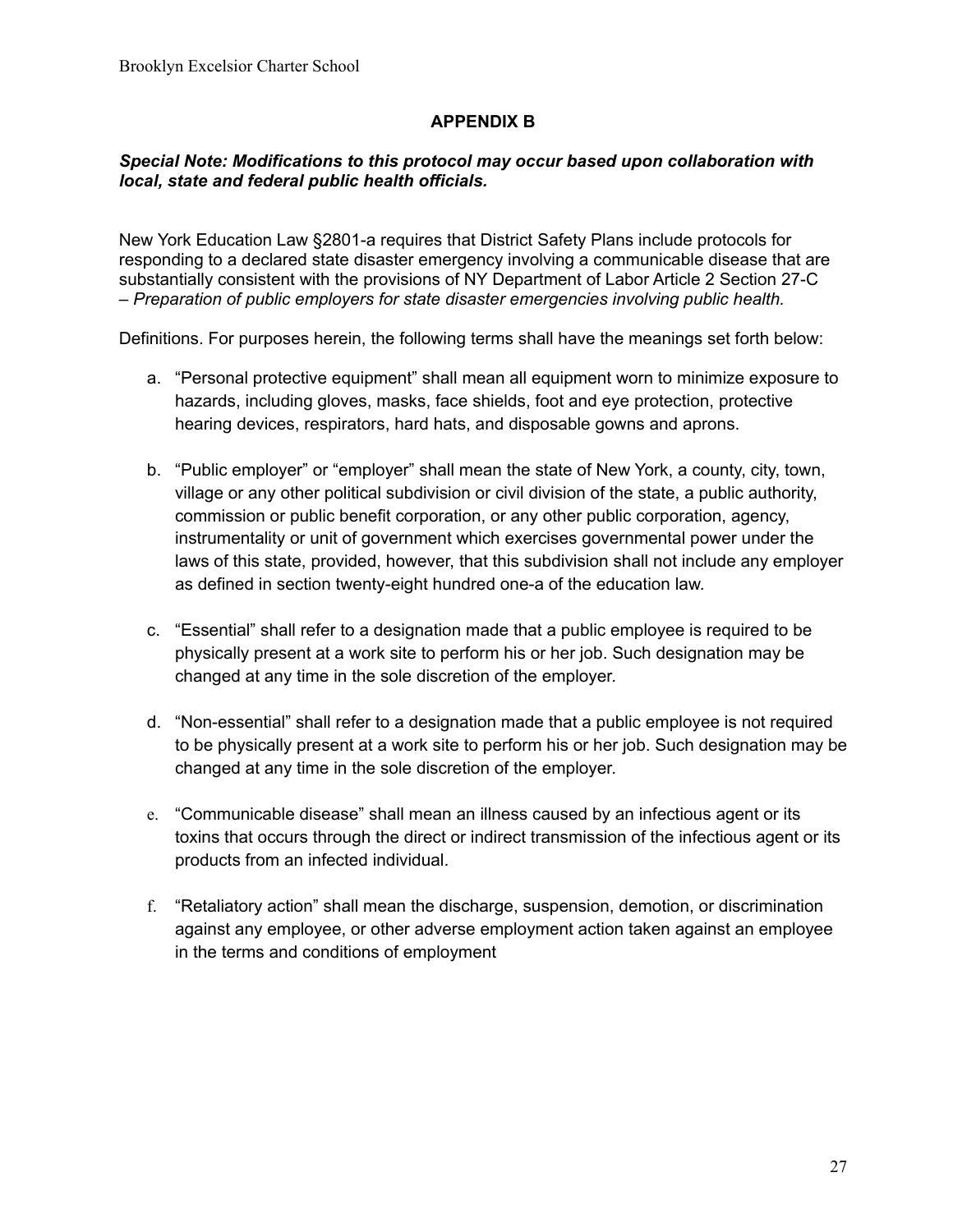## APPENDIX B

***Special Note: Modifications to this protocol may occur based upon collaboration with local, state and federal public health officials.***

New York Education Law §2801-a requires that District Safety Plans include protocols for responding to a declared state disaster emergency involving a communicable disease that are substantially consistent with the provisions of NY Department of Labor Article 2 Section 27-C – *Preparation of public employers for state disaster emergencies involving public health.*

Definitions. For purposes herein, the following terms shall have the meanings set forth below:

a. "Personal protective equipment" shall mean all equipment worn to minimize exposure to hazards, including gloves, masks, face shields, foot and eye protection, protective hearing devices, respirators, hard hats, and disposable gowns and aprons.

b. "Public employer" or "employer" shall mean the state of New York, a county, city, town, village or any other political subdivision or civil division of the state, a public authority, commission or public benefit corporation, or any other public corporation, agency, instrumentality or unit of government which exercises governmental power under the laws of this state, provided, however, that this subdivision shall not include any employer as defined in section twenty-eight hundred one-a of the education law.

c. "Essential" shall refer to a designation made that a public employee is required to be physically present at a work site to perform his or her job. Such designation may be changed at any time in the sole discretion of the employer.

d. "Non-essential" shall refer to a designation made that a public employee is not required to be physically present at a work site to perform his or her job. Such designation may be changed at any time in the sole discretion of the employer.

e. "Communicable disease" shall mean an illness caused by an infectious agent or its toxins that occurs through the direct or indirect transmission of the infectious agent or its products from an infected individual.

f. "Retaliatory action" shall mean the discharge, suspension, demotion, or discrimination against any employee, or other adverse employment action taken against an employee in the terms and conditions of employment